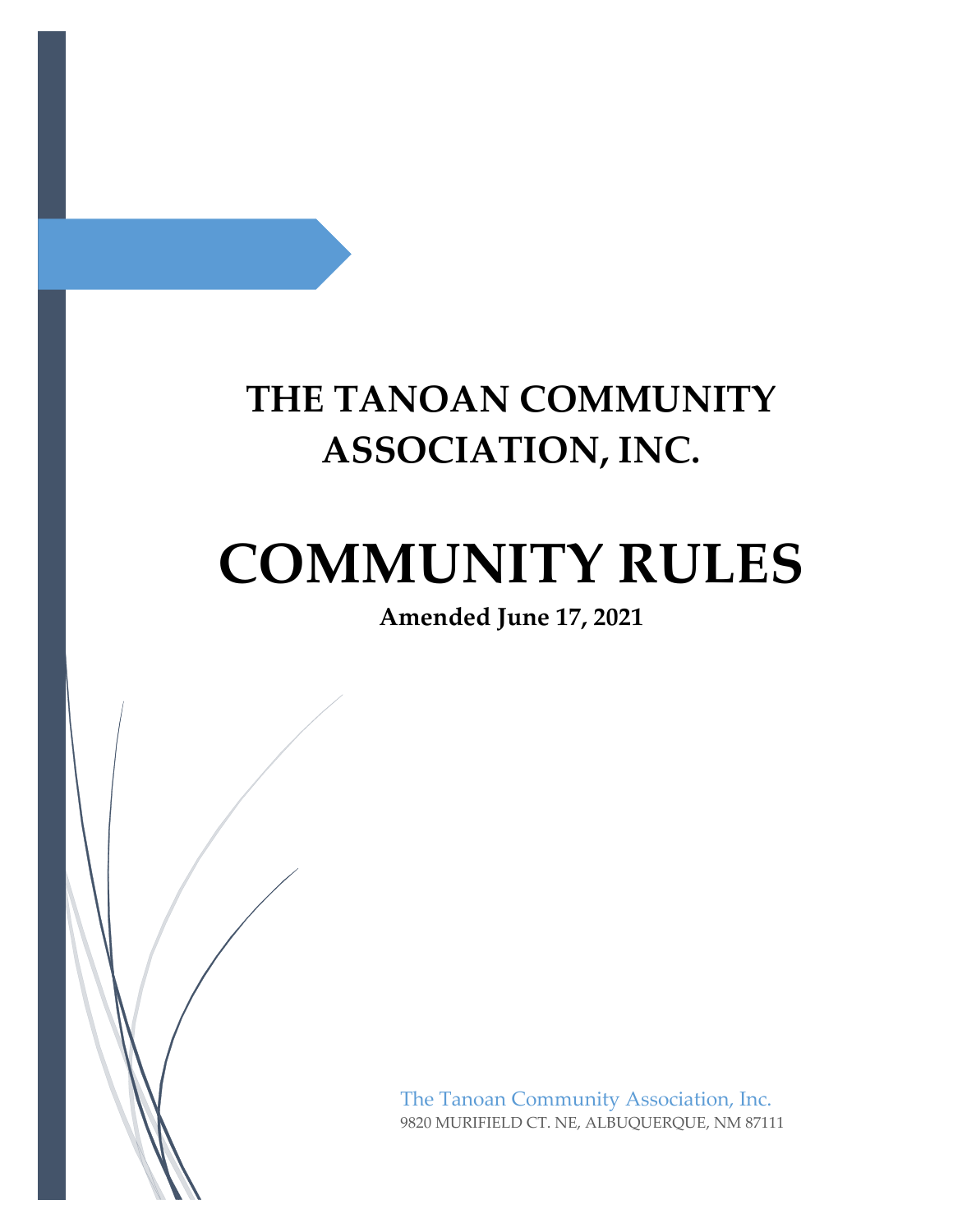# THE TANOAN COMMUNITY ASSOCIATION, INC.

# COMMUNITY RULES

**Amended June 17, 2021**

The Tanoan Community Association, Inc.

9820 MURIFIELD CT. NE, ALBUQUERQUE, NM 87111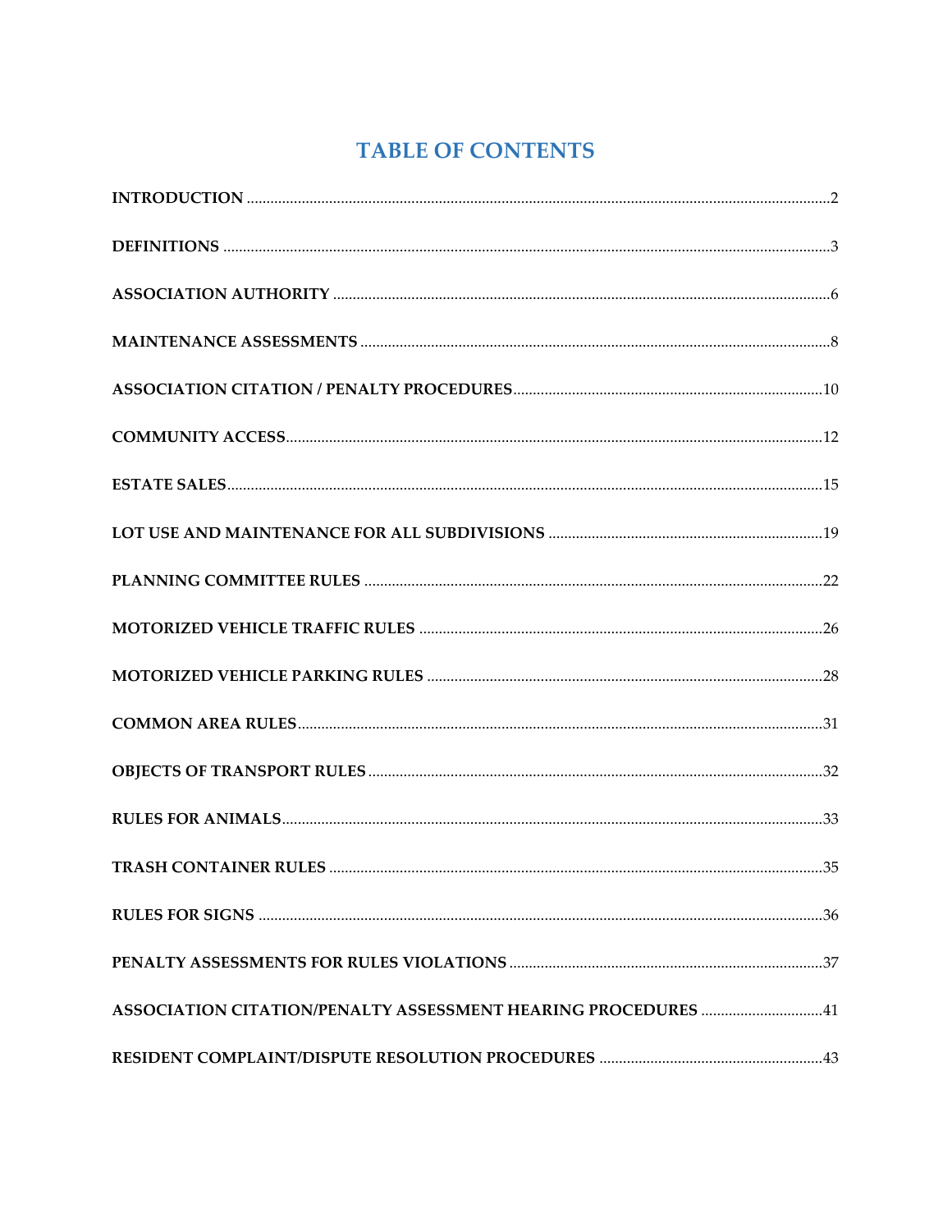# TABLE OF CONTENTS

**INTRODUCTION** ........................................ 2

**DEFINITIONS** ........................................ 3

**ASSOCIATION AUTHORITY** ........................................ 6

**MAINTENANCE ASSESSMENTS** ........................................ 8

**ASSOCIATION CITATION / PENALTY PROCEDURES** ........................................ 10

**COMMUNITY ACCESS** ........................................ 12

**ESTATE SALES** ........................................ 15

**LOT USE AND MAINTENANCE FOR ALL SUBDIVISIONS** ........................................ 19

**PLANNING COMMITTEE RULES** ........................................ 22

**MOTORIZED VEHICLE TRAFFIC RULES** ........................................ 26

**MOTORIZED VEHICLE PARKING RULES** ........................................ 28

**COMMON AREA RULES** ........................................ 31

**OBJECTS OF TRANSPORT RULES** ........................................ 32

**RULES FOR ANIMALS** ........................................ 33

**TRASH CONTAINER RULES** ........................................ 35

**RULES FOR SIGNS** ........................................ 36

**PENALTY ASSESSMENTS FOR RULES VIOLATIONS** ........................................ 37

**ASSOCIATION CITATION/PENALTY ASSESSMENT HEARING PROCEDURES** ........................................ 41

**RESIDENT COMPLAINT/DISPUTE RESOLUTION PROCEDURES** ........................................ 43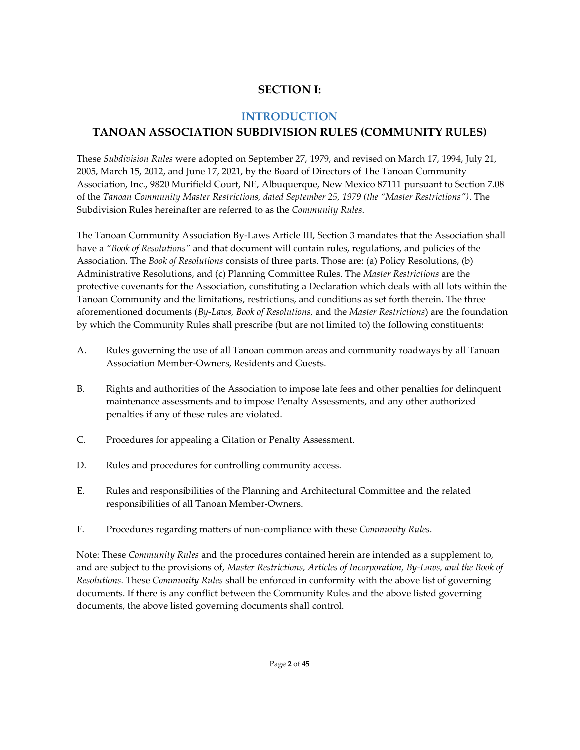# SECTION I:

## INTRODUCTION

## TANOAN ASSOCIATION SUBDIVISION RULES (COMMUNITY RULES)

These *Subdivision Rules* were adopted on September 27, 1979, and revised on March 17, 1994, July 21, 2005, March 15, 2012, and June 17, 2021, by the Board of Directors of The Tanoan Community Association, Inc., 9820 Murifield Court, NE, Albuquerque, New Mexico 87111 pursuant to Section 7.08 of the *Tanoan Community Master Restrictions, dated September 25, 1979 (the "Master Restrictions")*. The Subdivision Rules hereinafter are referred to as the *Community Rules*.

The Tanoan Community Association By-Laws Article III, Section 3 mandates that the Association shall have a *"Book of Resolutions"* and that document will contain rules, regulations, and policies of the Association. The *Book of Resolutions* consists of three parts. Those are: (a) Policy Resolutions, (b) Administrative Resolutions, and (c) Planning Committee Rules. The *Master Restrictions* are the protective covenants for the Association, constituting a Declaration which deals with all lots within the Tanoan Community and the limitations, restrictions, and conditions as set forth therein. The three aforementioned documents (*By-Laws, Book of Resolutions,* and the *Master Restrictions*) are the foundation by which the Community Rules shall prescribe (but are not limited to) the following constituents:

A. Rules governing the use of all Tanoan common areas and community roadways by all Tanoan Association Member-Owners, Residents and Guests.

B. Rights and authorities of the Association to impose late fees and other penalties for delinquent maintenance assessments and to impose Penalty Assessments, and any other authorized penalties if any of these rules are violated.

C. Procedures for appealing a Citation or Penalty Assessment.

D. Rules and procedures for controlling community access.

E. Rules and responsibilities of the Planning and Architectural Committee and the related responsibilities of all Tanoan Member-Owners.

F. Procedures regarding matters of non-compliance with these *Community Rules*.

Note: These *Community Rules* and the procedures contained herein are intended as a supplement to, and are subject to the provisions of, *Master Restrictions, Articles of Incorporation, By-Laws, and the Book of Resolutions.* These *Community Rules* shall be enforced in conformity with the above list of governing documents. If there is any conflict between the Community Rules and the above listed governing documents, the above listed governing documents shall control.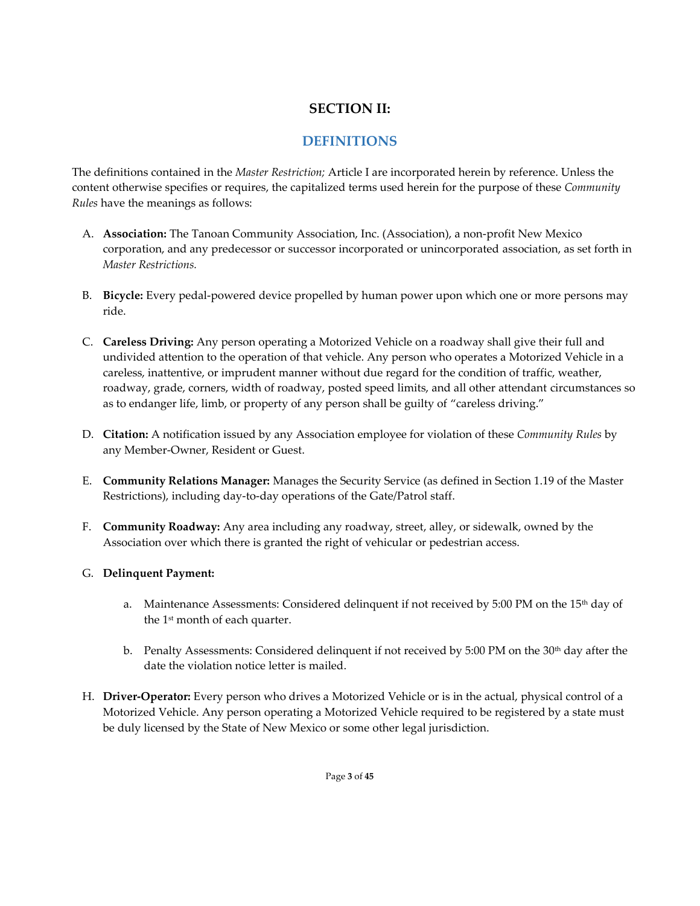# SECTION II:

## DEFINITIONS

The definitions contained in the *Master Restriction;* Article I are incorporated herein by reference. Unless the content otherwise specifies or requires, the capitalized terms used herein for the purpose of these *Community Rules* have the meanings as follows:

A. **Association:** The Tanoan Community Association, Inc. (Association), a non-profit New Mexico corporation, and any predecessor or successor incorporated or unincorporated association, as set forth in *Master Restrictions.*

B. **Bicycle:** Every pedal-powered device propelled by human power upon which one or more persons may ride.

C. **Careless Driving:** Any person operating a Motorized Vehicle on a roadway shall give their full and undivided attention to the operation of that vehicle. Any person who operates a Motorized Vehicle in a careless, inattentive, or imprudent manner without due regard for the condition of traffic, weather, roadway, grade, corners, width of roadway, posted speed limits, and all other attendant circumstances so as to endanger life, limb, or property of any person shall be guilty of "careless driving."

D. **Citation:** A notification issued by any Association employee for violation of these *Community Rules* by any Member-Owner, Resident or Guest.

E. **Community Relations Manager:** Manages the Security Service (as defined in Section 1.19 of the Master Restrictions), including day-to-day operations of the Gate/Patrol staff.

F. **Community Roadway:** Any area including any roadway, street, alley, or sidewalk, owned by the Association over which there is granted the right of vehicular or pedestrian access.

G. **Delinquent Payment:**

   a. Maintenance Assessments: Considered delinquent if not received by 5:00 PM on the 15th day of the 1st month of each quarter.

   b. Penalty Assessments: Considered delinquent if not received by 5:00 PM on the 30th day after the date the violation notice letter is mailed.

H. **Driver-Operator:** Every person who drives a Motorized Vehicle or is in the actual, physical control of a Motorized Vehicle. Any person operating a Motorized Vehicle required to be registered by a state must be duly licensed by the State of New Mexico or some other legal jurisdiction.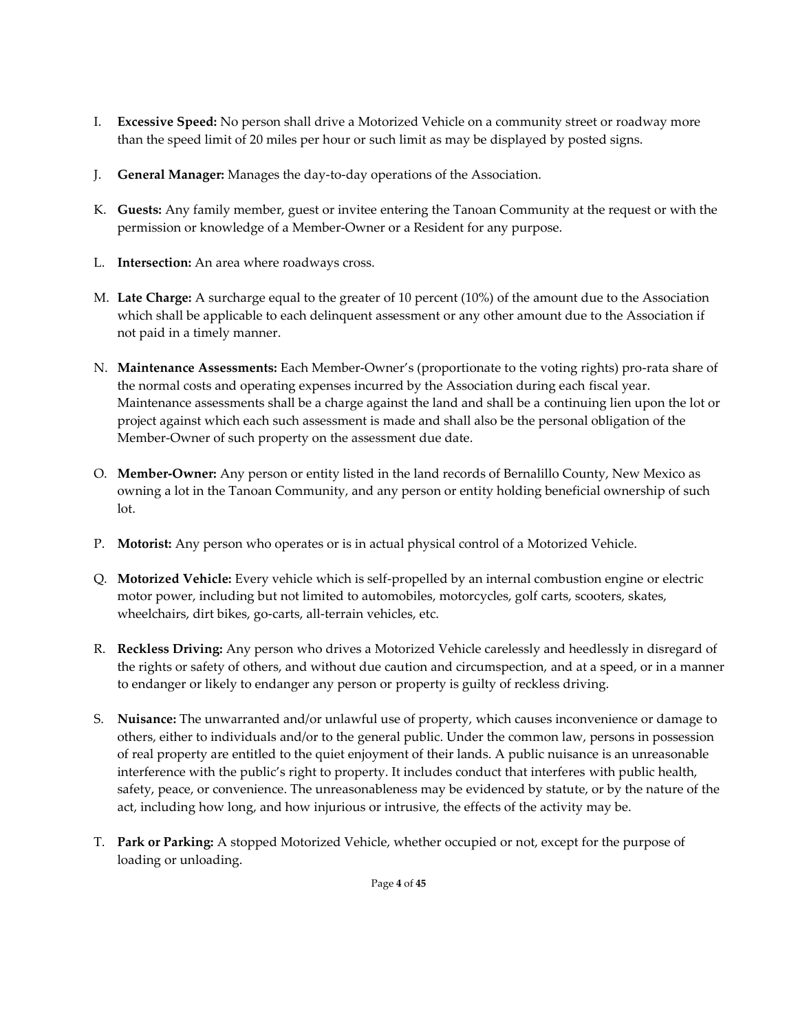I. **Excessive Speed:** No person shall drive a Motorized Vehicle on a community street or roadway more than the speed limit of 20 miles per hour or such limit as may be displayed by posted signs.

J. **General Manager:** Manages the day-to-day operations of the Association.

K. **Guests:** Any family member, guest or invitee entering the Tanoan Community at the request or with the permission or knowledge of a Member-Owner or a Resident for any purpose.

L. **Intersection:** An area where roadways cross.

M. **Late Charge:** A surcharge equal to the greater of 10 percent (10%) of the amount due to the Association which shall be applicable to each delinquent assessment or any other amount due to the Association if not paid in a timely manner.

N. **Maintenance Assessments:** Each Member-Owner's (proportionate to the voting rights) pro-rata share of the normal costs and operating expenses incurred by the Association during each fiscal year. Maintenance assessments shall be a charge against the land and shall be a continuing lien upon the lot or project against which each such assessment is made and shall also be the personal obligation of the Member-Owner of such property on the assessment due date.

O. **Member-Owner:** Any person or entity listed in the land records of Bernalillo County, New Mexico as owning a lot in the Tanoan Community, and any person or entity holding beneficial ownership of such lot.

P. **Motorist:** Any person who operates or is in actual physical control of a Motorized Vehicle.

Q. **Motorized Vehicle:** Every vehicle which is self-propelled by an internal combustion engine or electric motor power, including but not limited to automobiles, motorcycles, golf carts, scooters, skates, wheelchairs, dirt bikes, go-carts, all-terrain vehicles, etc.

R. **Reckless Driving:** Any person who drives a Motorized Vehicle carelessly and heedlessly in disregard of the rights or safety of others, and without due caution and circumspection, and at a speed, or in a manner to endanger or likely to endanger any person or property is guilty of reckless driving.

S. **Nuisance:** The unwarranted and/or unlawful use of property, which causes inconvenience or damage to others, either to individuals and/or to the general public. Under the common law, persons in possession of real property are entitled to the quiet enjoyment of their lands. A public nuisance is an unreasonable interference with the public's right to property. It includes conduct that interferes with public health, safety, peace, or convenience. The unreasonableness may be evidenced by statute, or by the nature of the act, including how long, and how injurious or intrusive, the effects of the activity may be.

T. **Park or Parking:** A stopped Motorized Vehicle, whether occupied or not, except for the purpose of loading or unloading.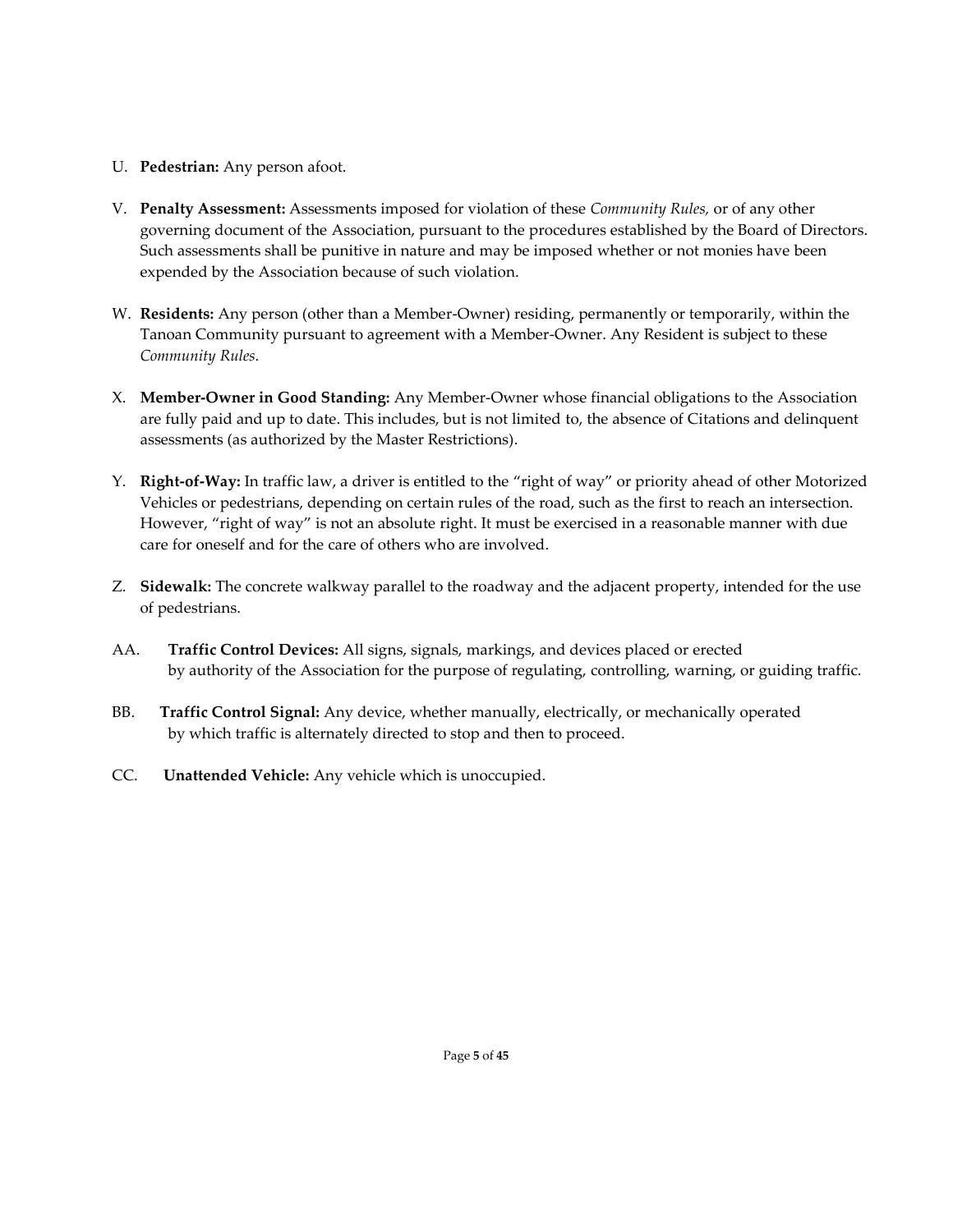U. **Pedestrian:** Any person afoot.

V. **Penalty Assessment:** Assessments imposed for violation of these *Community Rules,* or of any other governing document of the Association, pursuant to the procedures established by the Board of Directors. Such assessments shall be punitive in nature and may be imposed whether or not monies have been expended by the Association because of such violation.

W. **Residents:** Any person (other than a Member-Owner) residing, permanently or temporarily, within the Tanoan Community pursuant to agreement with a Member-Owner. Any Resident is subject to these *Community Rules*.

X. **Member-Owner in Good Standing:** Any Member-Owner whose financial obligations to the Association are fully paid and up to date. This includes, but is not limited to, the absence of Citations and delinquent assessments (as authorized by the Master Restrictions).

Y. **Right-of-Way:** In traffic law, a driver is entitled to the "right of way" or priority ahead of other Motorized Vehicles or pedestrians, depending on certain rules of the road, such as the first to reach an intersection. However, "right of way" is not an absolute right. It must be exercised in a reasonable manner with due care for oneself and for the care of others who are involved.

Z. **Sidewalk:** The concrete walkway parallel to the roadway and the adjacent property, intended for the use of pedestrians.

AA. **Traffic Control Devices:** All signs, signals, markings, and devices placed or erected by authority of the Association for the purpose of regulating, controlling, warning, or guiding traffic.

BB. **Traffic Control Signal:** Any device, whether manually, electrically, or mechanically operated by which traffic is alternately directed to stop and then to proceed.

CC. **Unattended Vehicle:** Any vehicle which is unoccupied.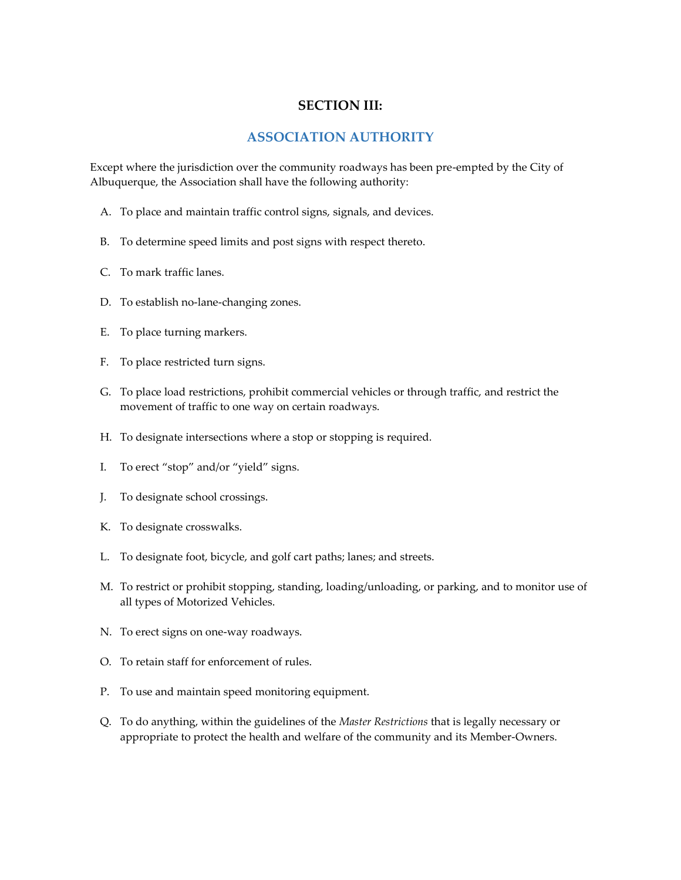## SECTION III:

## ASSOCIATION AUTHORITY

Except where the jurisdiction over the community roadways has been pre-empted by the City of Albuquerque, the Association shall have the following authority:

A. To place and maintain traffic control signs, signals, and devices.

B. To determine speed limits and post signs with respect thereto.

C. To mark traffic lanes.

D. To establish no-lane-changing zones.

E. To place turning markers.

F. To place restricted turn signs.

G. To place load restrictions, prohibit commercial vehicles or through traffic, and restrict the movement of traffic to one way on certain roadways.

H. To designate intersections where a stop or stopping is required.

I. To erect "stop" and/or "yield" signs.

J. To designate school crossings.

K. To designate crosswalks.

L. To designate foot, bicycle, and golf cart paths; lanes; and streets.

M. To restrict or prohibit stopping, standing, loading/unloading, or parking, and to monitor use of all types of Motorized Vehicles.

N. To erect signs on one-way roadways.

O. To retain staff for enforcement of rules.

P. To use and maintain speed monitoring equipment.

Q. To do anything, within the guidelines of the *Master Restrictions* that is legally necessary or appropriate to protect the health and welfare of the community and its Member-Owners.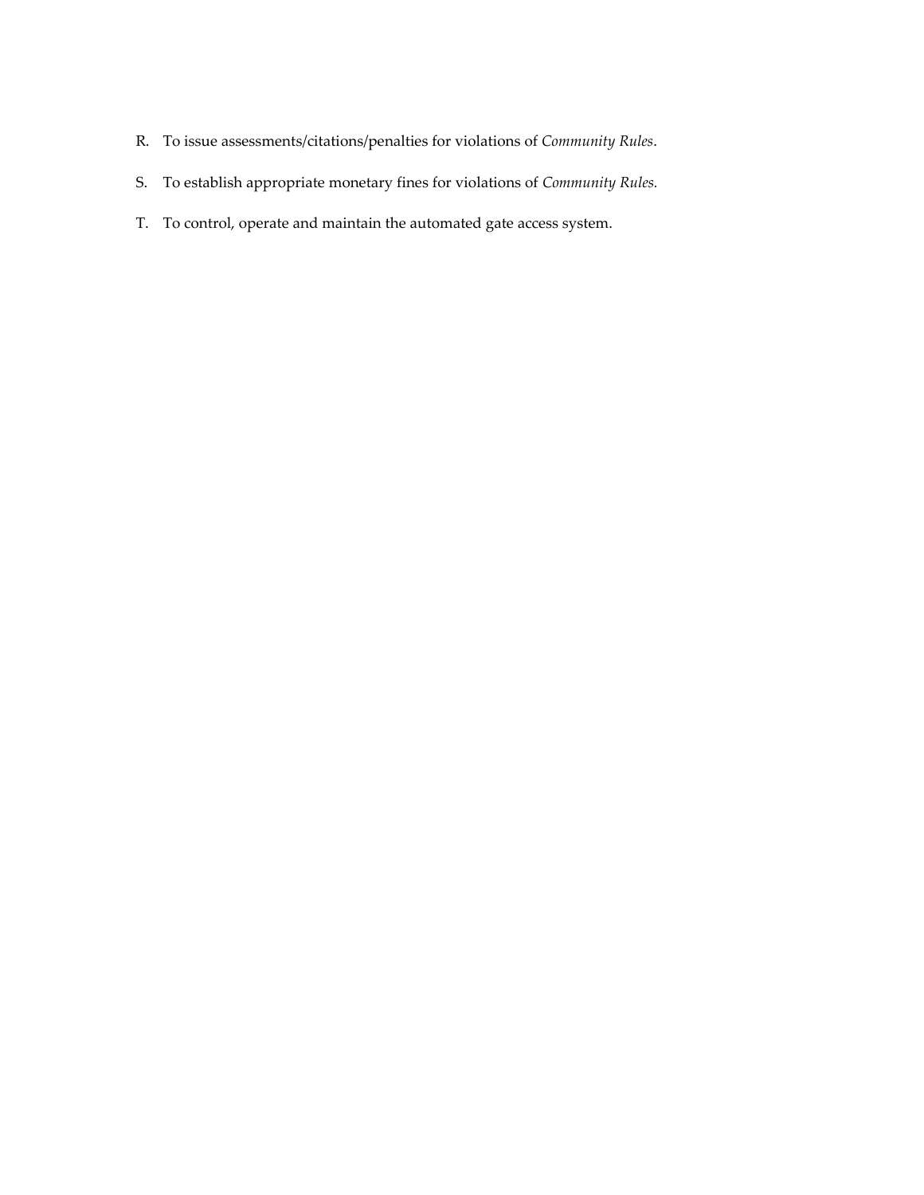R. To issue assessments/citations/penalties for violations of *Community Rules*.

S. To establish appropriate monetary fines for violations of *Community Rules.*

T. To control, operate and maintain the automated gate access system.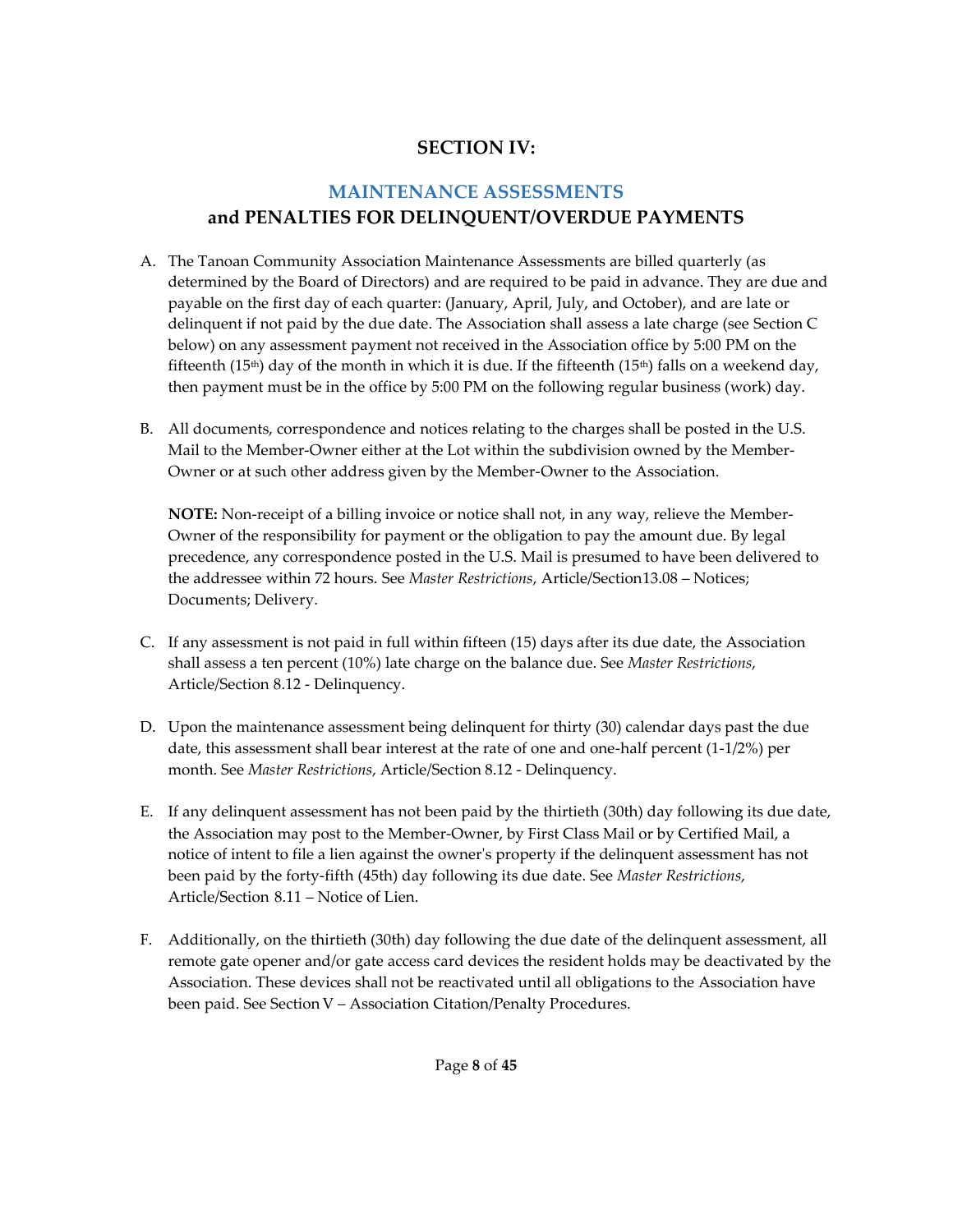## SECTION IV:

## MAINTENANCE ASSESSMENTS
## and PENALTIES FOR DELINQUENT/OVERDUE PAYMENTS

A. The Tanoan Community Association Maintenance Assessments are billed quarterly (as determined by the Board of Directors) and are required to be paid in advance. They are due and payable on the first day of each quarter: (January, April, July, and October), and are late or delinquent if not paid by the due date. The Association shall assess a late charge (see Section C below) on any assessment payment not received in the Association office by 5:00 PM on the fifteenth (15th) day of the month in which it is due. If the fifteenth (15th) falls on a weekend day, then payment must be in the office by 5:00 PM on the following regular business (work) day.

B. All documents, correspondence and notices relating to the charges shall be posted in the U.S. Mail to the Member-Owner either at the Lot within the subdivision owned by the Member-Owner or at such other address given by the Member-Owner to the Association.

   **NOTE:** Non-receipt of a billing invoice or notice shall not, in any way, relieve the Member-Owner of the responsibility for payment or the obligation to pay the amount due. By legal precedence, any correspondence posted in the U.S. Mail is presumed to have been delivered to the addressee within 72 hours. See *Master Restrictions*, Article/Section13.08 – Notices; Documents; Delivery.

C. If any assessment is not paid in full within fifteen (15) days after its due date, the Association shall assess a ten percent (10%) late charge on the balance due. See *Master Restrictions*, Article/Section 8.12 - Delinquency.

D. Upon the maintenance assessment being delinquent for thirty (30) calendar days past the due date, this assessment shall bear interest at the rate of one and one-half percent (1-1/2%) per month. See *Master Restrictions*, Article/Section 8.12 - Delinquency.

E. If any delinquent assessment has not been paid by the thirtieth (30th) day following its due date, the Association may post to the Member-Owner, by First Class Mail or by Certified Mail, a notice of intent to file a lien against the owner's property if the delinquent assessment has not been paid by the forty-fifth (45th) day following its due date. See *Master Restrictions*, Article/Section 8.11 – Notice of Lien.

F. Additionally, on the thirtieth (30th) day following the due date of the delinquent assessment, all remote gate opener and/or gate access card devices the resident holds may be deactivated by the Association. These devices shall not be reactivated until all obligations to the Association have been paid. See Section V – Association Citation/Penalty Procedures.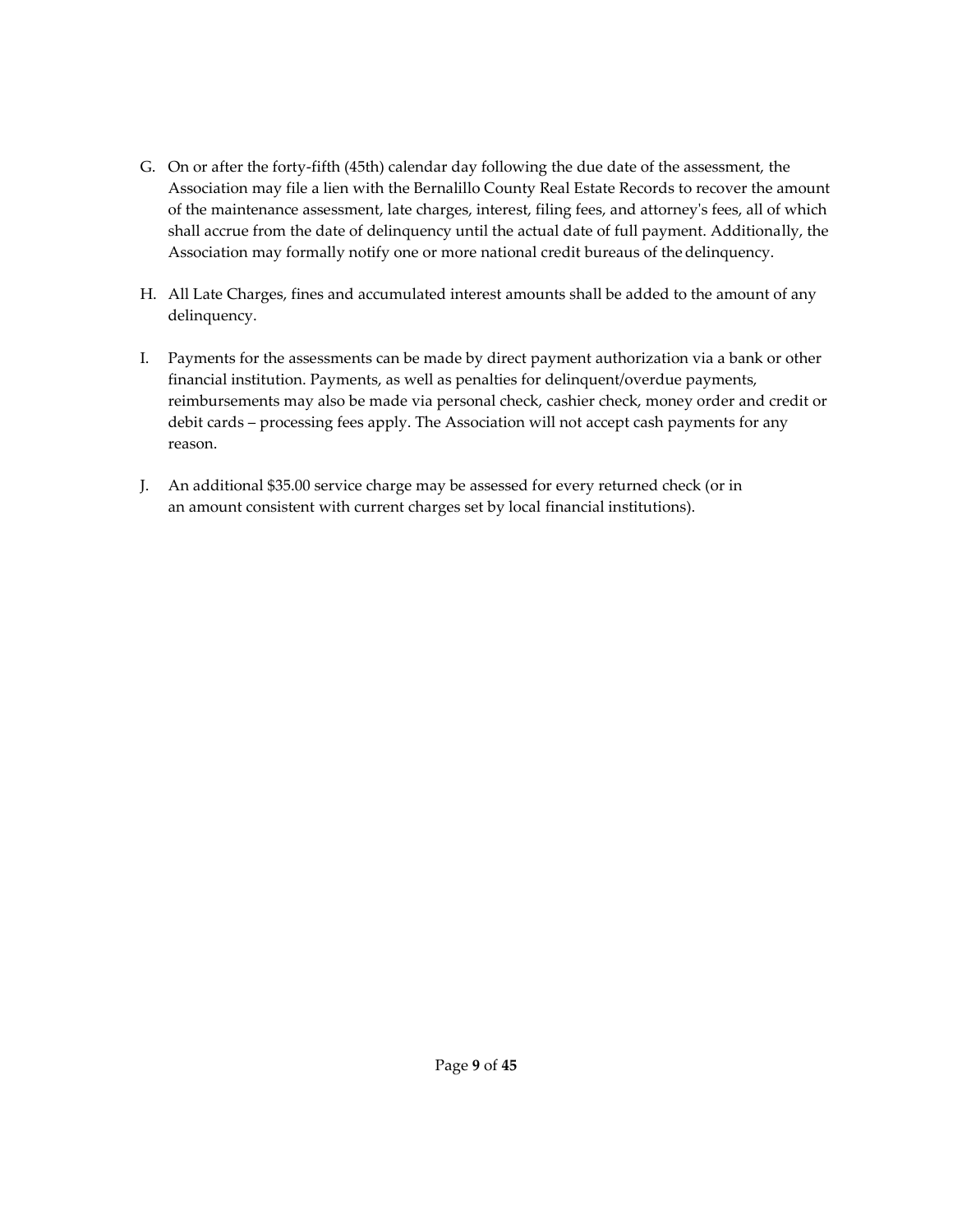G. On or after the forty-fifth (45th) calendar day following the due date of the assessment, the Association may file a lien with the Bernalillo County Real Estate Records to recover the amount of the maintenance assessment, late charges, interest, filing fees, and attorney's fees, all of which shall accrue from the date of delinquency until the actual date of full payment. Additionally, the Association may formally notify one or more national credit bureaus of the delinquency.

H. All Late Charges, fines and accumulated interest amounts shall be added to the amount of any delinquency.

I. Payments for the assessments can be made by direct payment authorization via a bank or other financial institution. Payments, as well as penalties for delinquent/overdue payments, reimbursements may also be made via personal check, cashier check, money order and credit or debit cards – processing fees apply. The Association will not accept cash payments for any reason.

J. An additional $35.00 service charge may be assessed for every returned check (or in an amount consistent with current charges set by local financial institutions).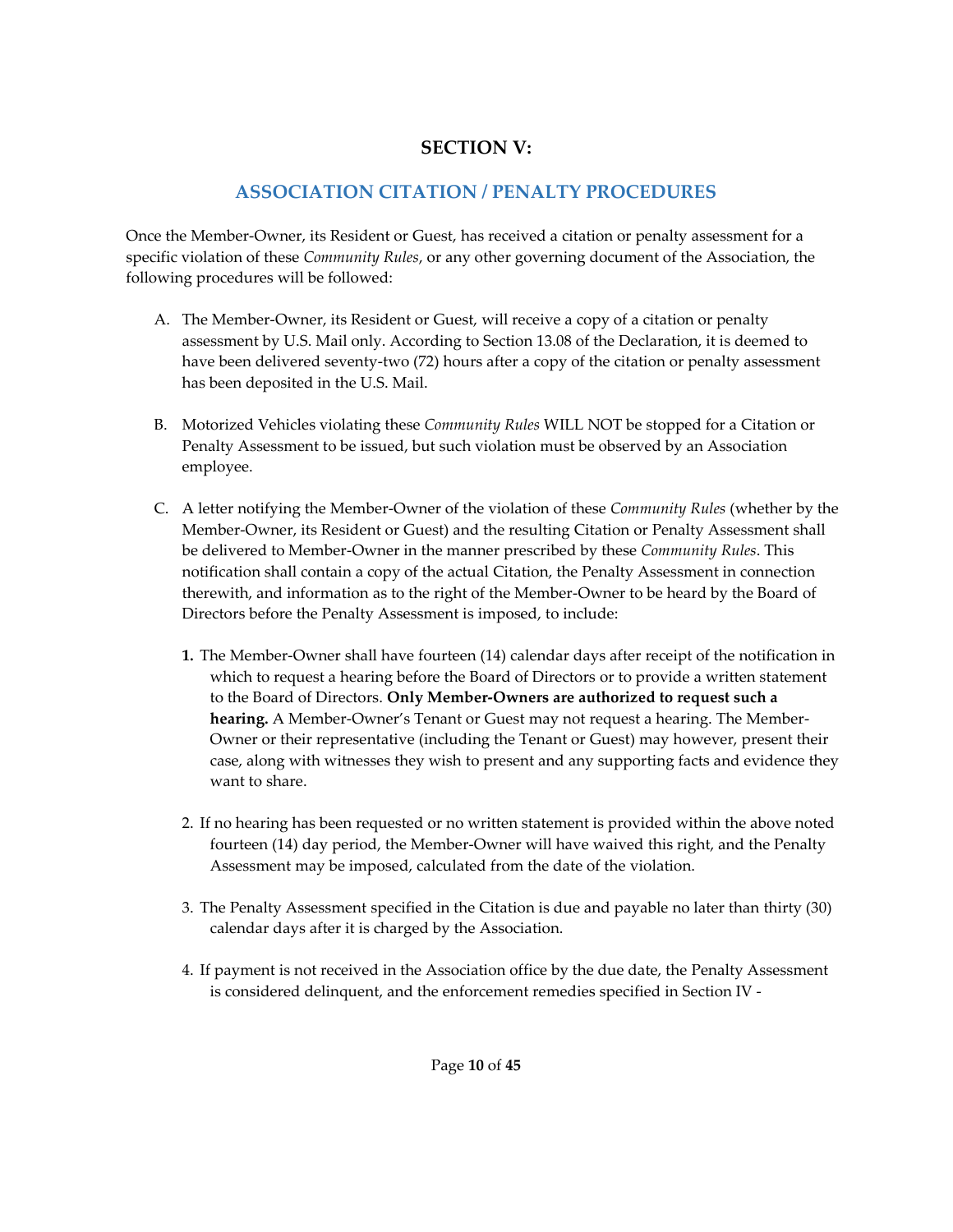## SECTION V:

## ASSOCIATION CITATION / PENALTY PROCEDURES

Once the Member-Owner, its Resident or Guest, has received a citation or penalty assessment for a specific violation of these *Community Rules*, or any other governing document of the Association, the following procedures will be followed:

A. The Member-Owner, its Resident or Guest, will receive a copy of a citation or penalty assessment by U.S. Mail only. According to Section 13.08 of the Declaration, it is deemed to have been delivered seventy-two (72) hours after a copy of the citation or penalty assessment has been deposited in the U.S. Mail.

B. Motorized Vehicles violating these *Community Rules* WILL NOT be stopped for a Citation or Penalty Assessment to be issued, but such violation must be observed by an Association employee.

C. A letter notifying the Member-Owner of the violation of these *Community Rules* (whether by the Member-Owner, its Resident or Guest) and the resulting Citation or Penalty Assessment shall be delivered to Member-Owner in the manner prescribed by these *Community Rules*. This notification shall contain a copy of the actual Citation, the Penalty Assessment in connection therewith, and information as to the right of the Member-Owner to be heard by the Board of Directors before the Penalty Assessment is imposed, to include:

   **1.** The Member-Owner shall have fourteen (14) calendar days after receipt of the notification in which to request a hearing before the Board of Directors or to provide a written statement to the Board of Directors. **Only Member-Owners are authorized to request such a hearing.** A Member-Owner's Tenant or Guest may not request a hearing. The Member-Owner or their representative (including the Tenant or Guest) may however, present their case, along with witnesses they wish to present and any supporting facts and evidence they want to share.

   2. If no hearing has been requested or no written statement is provided within the above noted fourteen (14) day period, the Member-Owner will have waived this right, and the Penalty Assessment may be imposed, calculated from the date of the violation.

   3. The Penalty Assessment specified in the Citation is due and payable no later than thirty (30) calendar days after it is charged by the Association.

   4. If payment is not received in the Association office by the due date, the Penalty Assessment is considered delinquent, and the enforcement remedies specified in Section IV -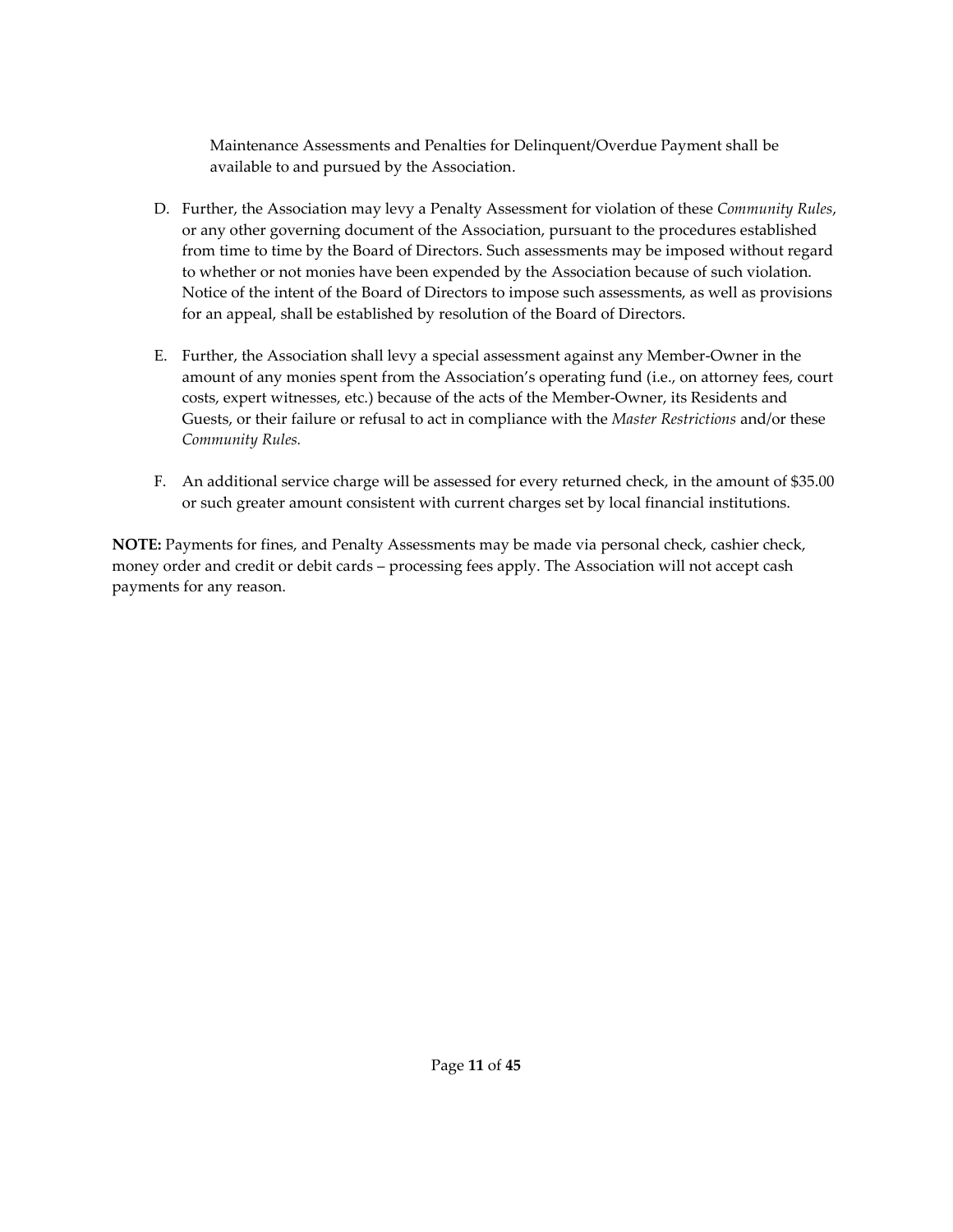Maintenance Assessments and Penalties for Delinquent/Overdue Payment shall be available to and pursued by the Association.

D. Further, the Association may levy a Penalty Assessment for violation of these *Community Rules*, or any other governing document of the Association, pursuant to the procedures established from time to time by the Board of Directors. Such assessments may be imposed without regard to whether or not monies have been expended by the Association because of such violation. Notice of the intent of the Board of Directors to impose such assessments, as well as provisions for an appeal, shall be established by resolution of the Board of Directors.

E. Further, the Association shall levy a special assessment against any Member-Owner in the amount of any monies spent from the Association's operating fund (i.e., on attorney fees, court costs, expert witnesses, etc.) because of the acts of the Member-Owner, its Residents and Guests, or their failure or refusal to act in compliance with the *Master Restrictions* and/or these *Community Rules.*

F. An additional service charge will be assessed for every returned check, in the amount of $35.00 or such greater amount consistent with current charges set by local financial institutions.

**NOTE:** Payments for fines, and Penalty Assessments may be made via personal check, cashier check, money order and credit or debit cards – processing fees apply. The Association will not accept cash payments for any reason.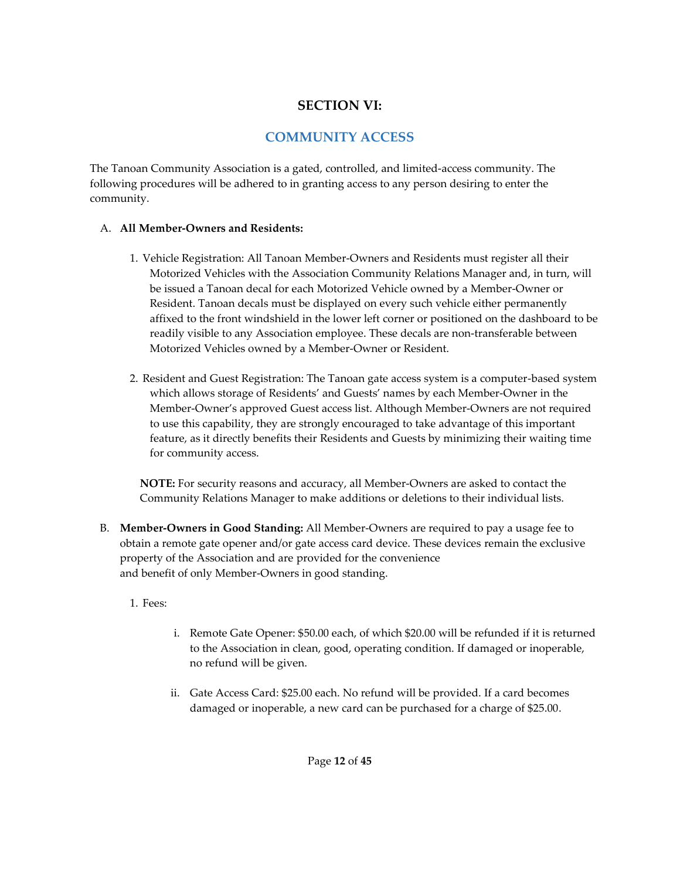# SECTION VI:

## COMMUNITY ACCESS

The Tanoan Community Association is a gated, controlled, and limited-access community. The following procedures will be adhered to in granting access to any person desiring to enter the community.

A. **All Member-Owners and Residents:**

1. Vehicle Registration: All Tanoan Member-Owners and Residents must register all their Motorized Vehicles with the Association Community Relations Manager and, in turn, will be issued a Tanoan decal for each Motorized Vehicle owned by a Member-Owner or Resident. Tanoan decals must be displayed on every such vehicle either permanently affixed to the front windshield in the lower left corner or positioned on the dashboard to be readily visible to any Association employee. These decals are non-transferable between Motorized Vehicles owned by a Member-Owner or Resident.

2. Resident and Guest Registration: The Tanoan gate access system is a computer-based system which allows storage of Residents' and Guests' names by each Member-Owner in the Member-Owner's approved Guest access list. Although Member-Owners are not required to use this capability, they are strongly encouraged to take advantage of this important feature, as it directly benefits their Residents and Guests by minimizing their waiting time for community access.

**NOTE:** For security reasons and accuracy, all Member-Owners are asked to contact the Community Relations Manager to make additions or deletions to their individual lists.

B. **Member-Owners in Good Standing:** All Member-Owners are required to pay a usage fee to obtain a remote gate opener and/or gate access card device. These devices remain the exclusive property of the Association and are provided for the convenience and benefit of only Member-Owners in good standing.

1. Fees:

   i. Remote Gate Opener: $50.00 each, of which $20.00 will be refunded if it is returned to the Association in clean, good, operating condition. If damaged or inoperable, no refund will be given.

   ii. Gate Access Card: $25.00 each. No refund will be provided. If a card becomes damaged or inoperable, a new card can be purchased for a charge of $25.00.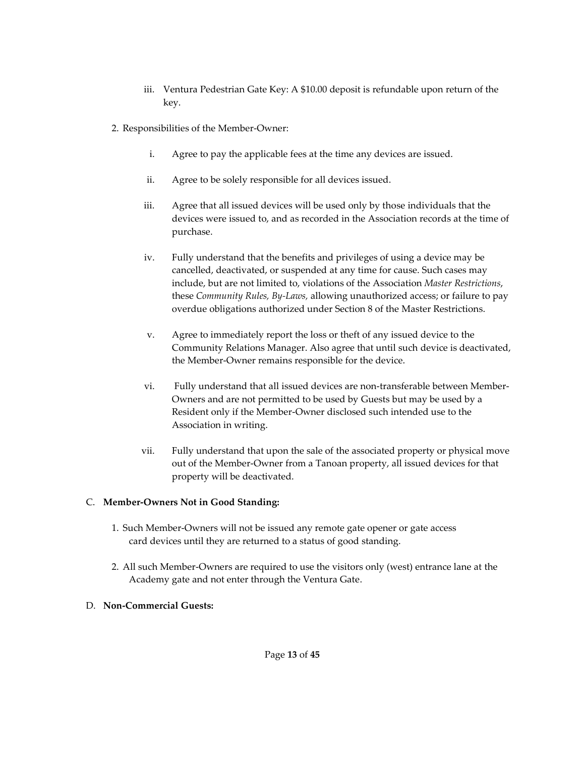iii. Ventura Pedestrian Gate Key: A $10.00 deposit is refundable upon return of the key.

2. Responsibilities of the Member-Owner:

   i. Agree to pay the applicable fees at the time any devices are issued.

   ii. Agree to be solely responsible for all devices issued.

   iii. Agree that all issued devices will be used only by those individuals that the devices were issued to, and as recorded in the Association records at the time of purchase.

   iv. Fully understand that the benefits and privileges of using a device may be cancelled, deactivated, or suspended at any time for cause. Such cases may include, but are not limited to, violations of the Association *Master Restrictions*, these *Community Rules, By-Laws,* allowing unauthorized access; or failure to pay overdue obligations authorized under Section 8 of the Master Restrictions.

   v. Agree to immediately report the loss or theft of any issued device to the Community Relations Manager. Also agree that until such device is deactivated, the Member-Owner remains responsible for the device.

   vi. Fully understand that all issued devices are non-transferable between Member-Owners and are not permitted to be used by Guests but may be used by a Resident only if the Member-Owner disclosed such intended use to the Association in writing.

   vii. Fully understand that upon the sale of the associated property or physical move out of the Member-Owner from a Tanoan property, all issued devices for that property will be deactivated.

C. **Member-Owners Not in Good Standing:**

1. Such Member-Owners will not be issued any remote gate opener or gate access card devices until they are returned to a status of good standing.

2. All such Member-Owners are required to use the visitors only (west) entrance lane at the Academy gate and not enter through the Ventura Gate.

D. **Non-Commercial Guests:**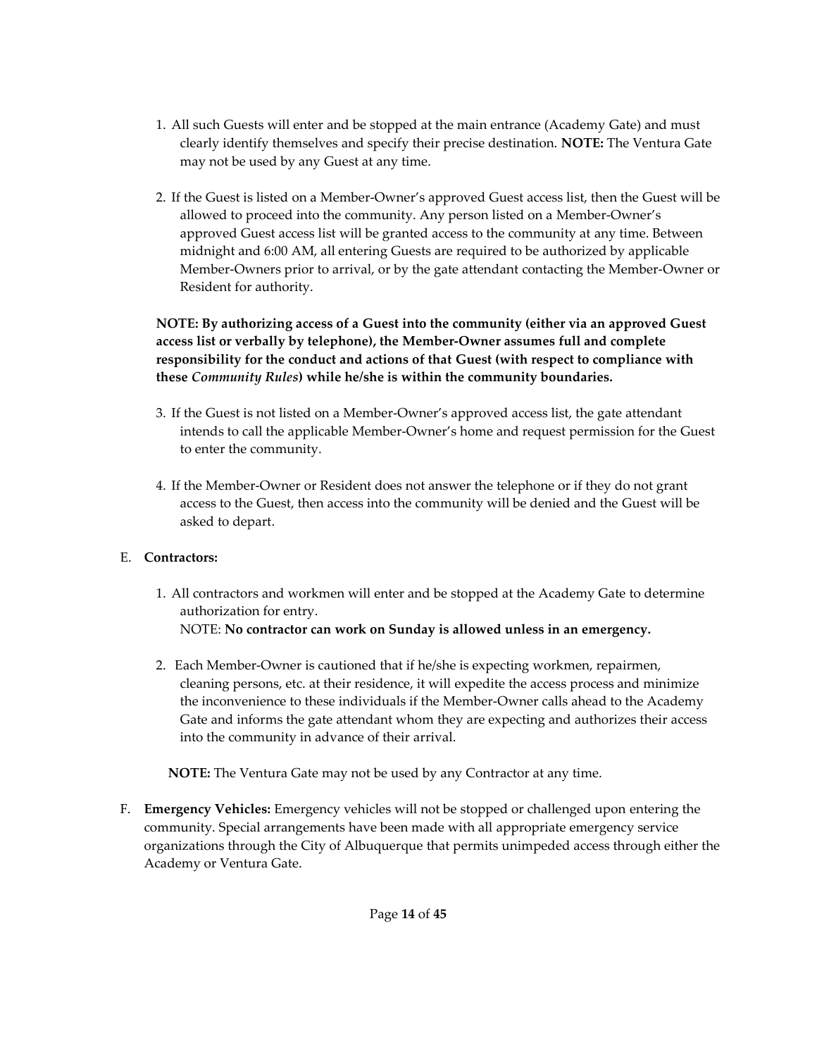1. All such Guests will enter and be stopped at the main entrance (Academy Gate) and must clearly identify themselves and specify their precise destination. **NOTE:** The Ventura Gate may not be used by any Guest at any time.

2. If the Guest is listed on a Member-Owner's approved Guest access list, then the Guest will be allowed to proceed into the community. Any person listed on a Member-Owner's approved Guest access list will be granted access to the community at any time. Between midnight and 6:00 AM, all entering Guests are required to be authorized by applicable Member-Owners prior to arrival, or by the gate attendant contacting the Member-Owner or Resident for authority.

**NOTE: By authorizing access of a Guest into the community (either via an approved Guest access list or verbally by telephone), the Member-Owner assumes full and complete responsibility for the conduct and actions of that Guest (with respect to compliance with these *Community Rules*) while he/she is within the community boundaries.**

3. If the Guest is not listed on a Member-Owner's approved access list, the gate attendant intends to call the applicable Member-Owner's home and request permission for the Guest to enter the community.

4. If the Member-Owner or Resident does not answer the telephone or if they do not grant access to the Guest, then access into the community will be denied and the Guest will be asked to depart.

E. **Contractors:**

1. All contractors and workmen will enter and be stopped at the Academy Gate to determine authorization for entry.
   NOTE: **No contractor can work on Sunday is allowed unless in an emergency.**

2. Each Member-Owner is cautioned that if he/she is expecting workmen, repairmen, cleaning persons, etc. at their residence, it will expedite the access process and minimize the inconvenience to these individuals if the Member-Owner calls ahead to the Academy Gate and informs the gate attendant whom they are expecting and authorizes their access into the community in advance of their arrival.

**NOTE:** The Ventura Gate may not be used by any Contractor at any time.

F. **Emergency Vehicles:** Emergency vehicles will not be stopped or challenged upon entering the community. Special arrangements have been made with all appropriate emergency service organizations through the City of Albuquerque that permits unimpeded access through either the Academy or Ventura Gate.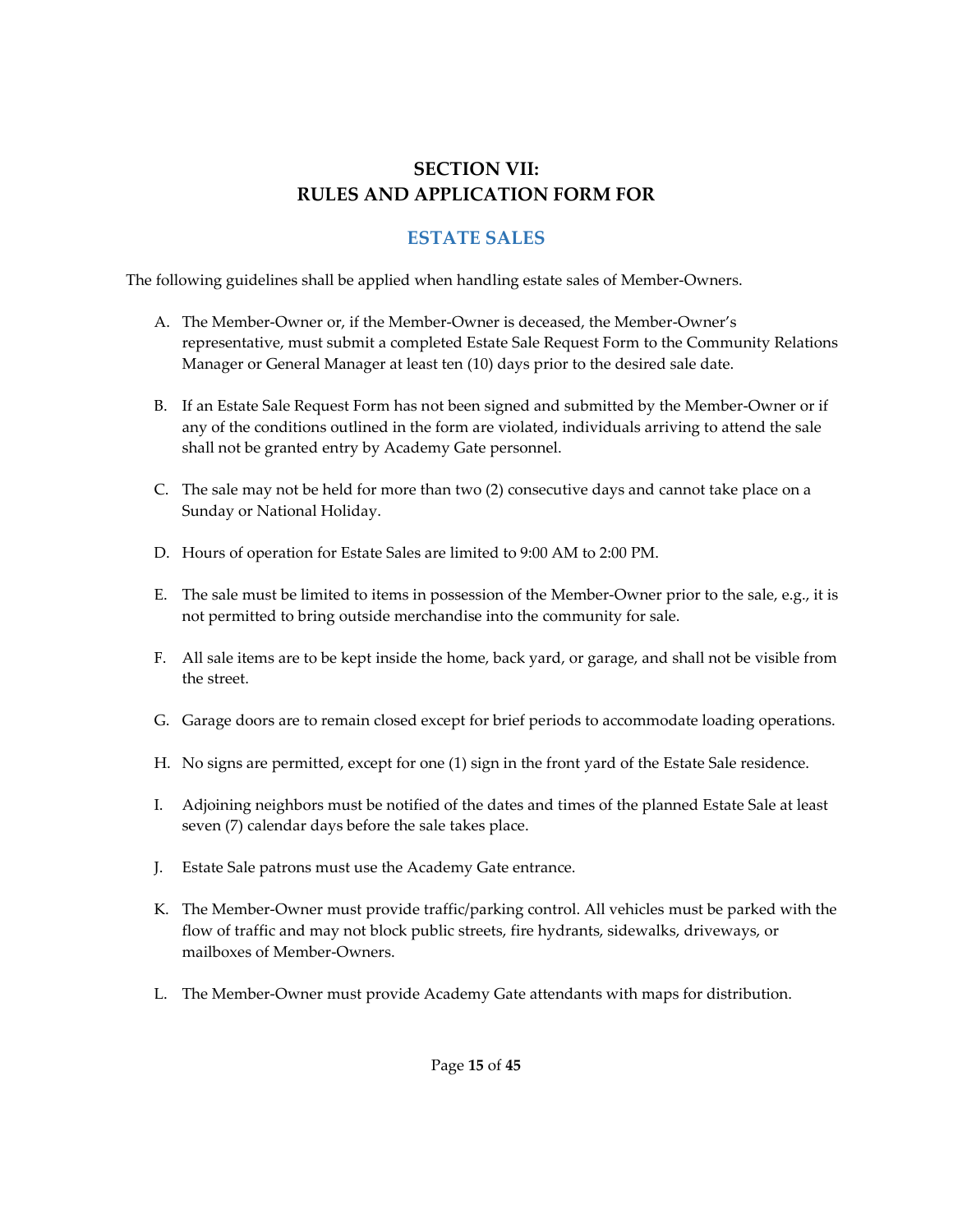# SECTION VII:
# RULES AND APPLICATION FORM FOR

## ESTATE SALES

The following guidelines shall be applied when handling estate sales of Member-Owners.

A. The Member-Owner or, if the Member-Owner is deceased, the Member-Owner's representative, must submit a completed Estate Sale Request Form to the Community Relations Manager or General Manager at least ten (10) days prior to the desired sale date.

B. If an Estate Sale Request Form has not been signed and submitted by the Member-Owner or if any of the conditions outlined in the form are violated, individuals arriving to attend the sale shall not be granted entry by Academy Gate personnel.

C. The sale may not be held for more than two (2) consecutive days and cannot take place on a Sunday or National Holiday.

D. Hours of operation for Estate Sales are limited to 9:00 AM to 2:00 PM.

E. The sale must be limited to items in possession of the Member-Owner prior to the sale, e.g., it is not permitted to bring outside merchandise into the community for sale.

F. All sale items are to be kept inside the home, back yard, or garage, and shall not be visible from the street.

G. Garage doors are to remain closed except for brief periods to accommodate loading operations.

H. No signs are permitted, except for one (1) sign in the front yard of the Estate Sale residence.

I. Adjoining neighbors must be notified of the dates and times of the planned Estate Sale at least seven (7) calendar days before the sale takes place.

J. Estate Sale patrons must use the Academy Gate entrance.

K. The Member-Owner must provide traffic/parking control. All vehicles must be parked with the flow of traffic and may not block public streets, fire hydrants, sidewalks, driveways, or mailboxes of Member-Owners.

L. The Member-Owner must provide Academy Gate attendants with maps for distribution.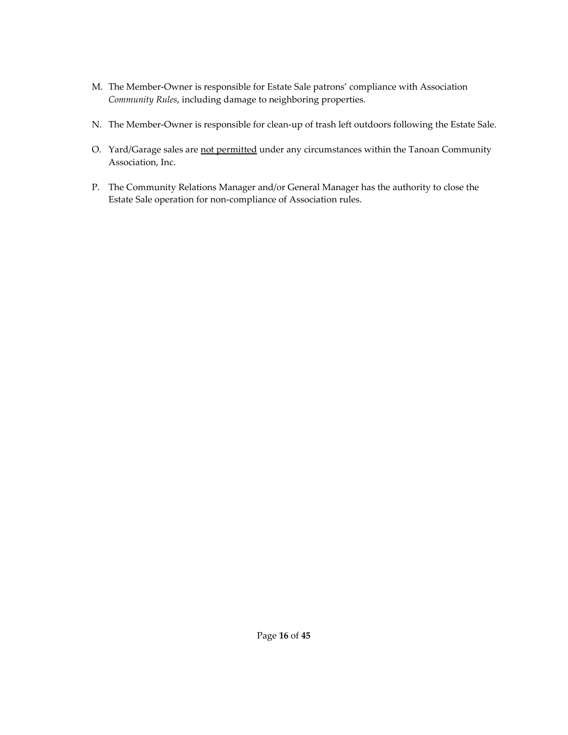M. The Member-Owner is responsible for Estate Sale patrons' compliance with Association *Community Rules*, including damage to neighboring properties.

N. The Member-Owner is responsible for clean-up of trash left outdoors following the Estate Sale.

O. Yard/Garage sales are <u>not permitted</u> under any circumstances within the Tanoan Community Association, Inc.

P. The Community Relations Manager and/or General Manager has the authority to close the Estate Sale operation for non-compliance of Association rules.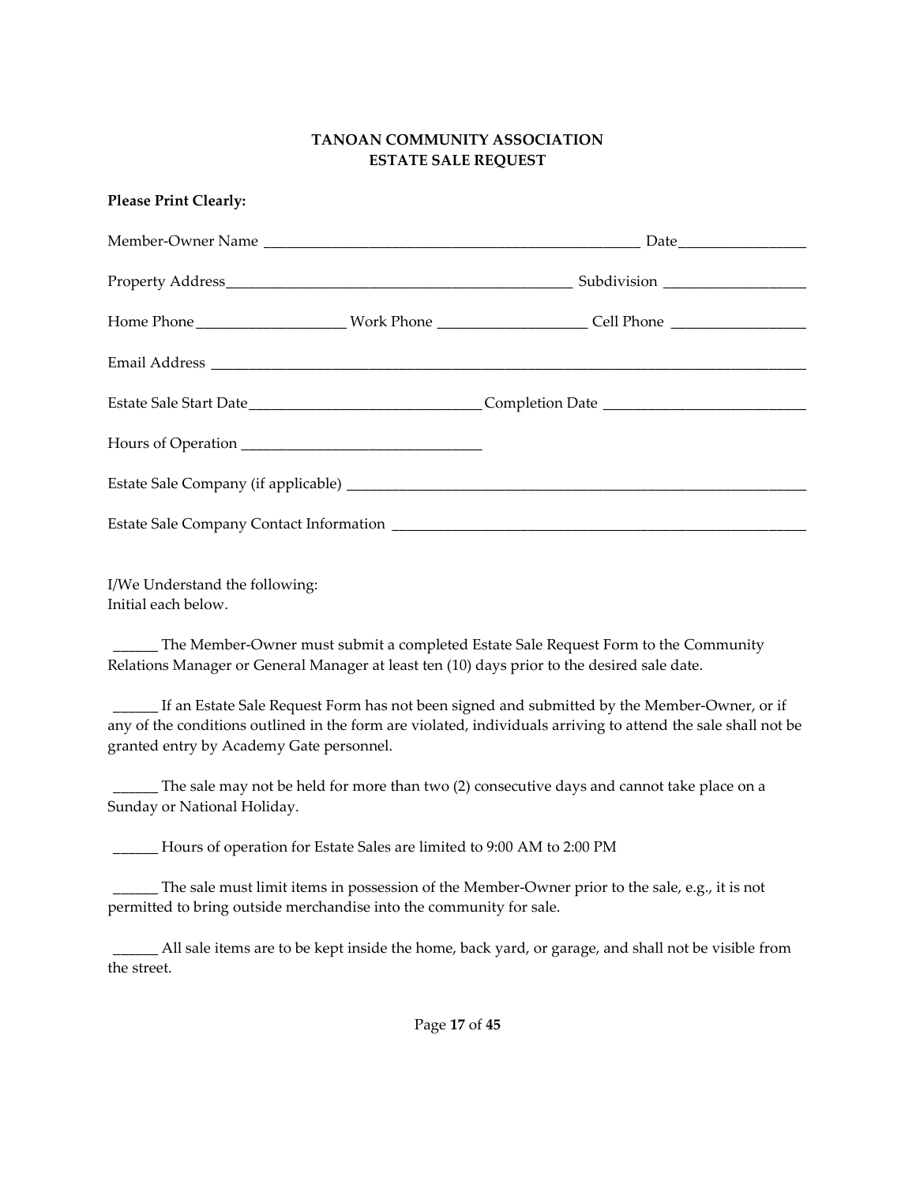**TANOAN COMMUNITY ASSOCIATION**
**ESTATE SALE REQUEST**

**Please Print Clearly:**

Member-Owner Name ______________________________________________ Date________________

Property Address__________________________________________ Subdivision __________________

Home Phone___________________ Work Phone ___________________ Cell Phone _________________

Email Address ______________________________________________________________________________

Estate Sale Start Date_____________________________ Completion Date __________________________

Hours of Operation ______________________________

Estate Sale Company (if applicable) ___________________________________________________________

Estate Sale Company Contact Information _____________________________________________________

I/We Understand the following:
Initial each below.

______ The Member-Owner must submit a completed Estate Sale Request Form to the Community Relations Manager or General Manager at least ten (10) days prior to the desired sale date.

______ If an Estate Sale Request Form has not been signed and submitted by the Member-Owner, or if any of the conditions outlined in the form are violated, individuals arriving to attend the sale shall not be granted entry by Academy Gate personnel.

______ The sale may not be held for more than two (2) consecutive days and cannot take place on a Sunday or National Holiday.

______ Hours of operation for Estate Sales are limited to 9:00 AM to 2:00 PM

______ The sale must limit items in possession of the Member-Owner prior to the sale, e.g., it is not permitted to bring outside merchandise into the community for sale.

______ All sale items are to be kept inside the home, back yard, or garage, and shall not be visible from the street.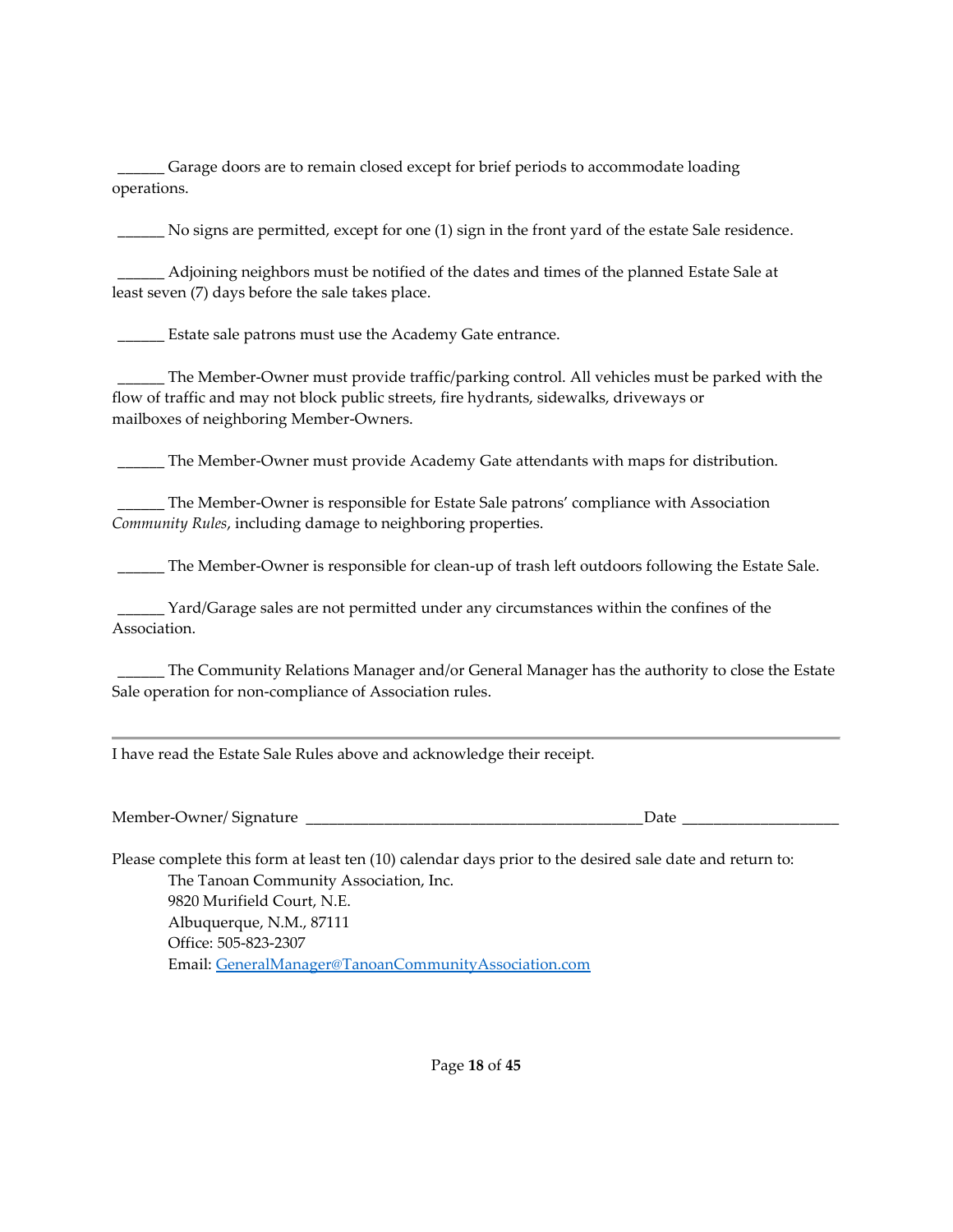______ Garage doors are to remain closed except for brief periods to accommodate loading operations.

______ No signs are permitted, except for one (1) sign in the front yard of the estate Sale residence.

______ Adjoining neighbors must be notified of the dates and times of the planned Estate Sale at least seven (7) days before the sale takes place.

______ Estate sale patrons must use the Academy Gate entrance.

______ The Member-Owner must provide traffic/parking control. All vehicles must be parked with the flow of traffic and may not block public streets, fire hydrants, sidewalks, driveways or mailboxes of neighboring Member-Owners.

______ The Member-Owner must provide Academy Gate attendants with maps for distribution.

______ The Member-Owner is responsible for Estate Sale patrons' compliance with Association *Community Rules*, including damage to neighboring properties.

______ The Member-Owner is responsible for clean-up of trash left outdoors following the Estate Sale.

______ Yard/Garage sales are not permitted under any circumstances within the confines of the Association.

______ The Community Relations Manager and/or General Manager has the authority to close the Estate Sale operation for non-compliance of Association rules.

---

I have read the Estate Sale Rules above and acknowledge their receipt.

Member-Owner/ Signature ___________________________________________Date ____________________

Please complete this form at least ten (10) calendar days prior to the desired sale date and return to:

The Tanoan Community Association, Inc.
9820 Murifield Court, N.E.
Albuquerque, N.M., 87111
Office: 505-823-2307
Email: GeneralManager@TanoanCommunityAssociation.com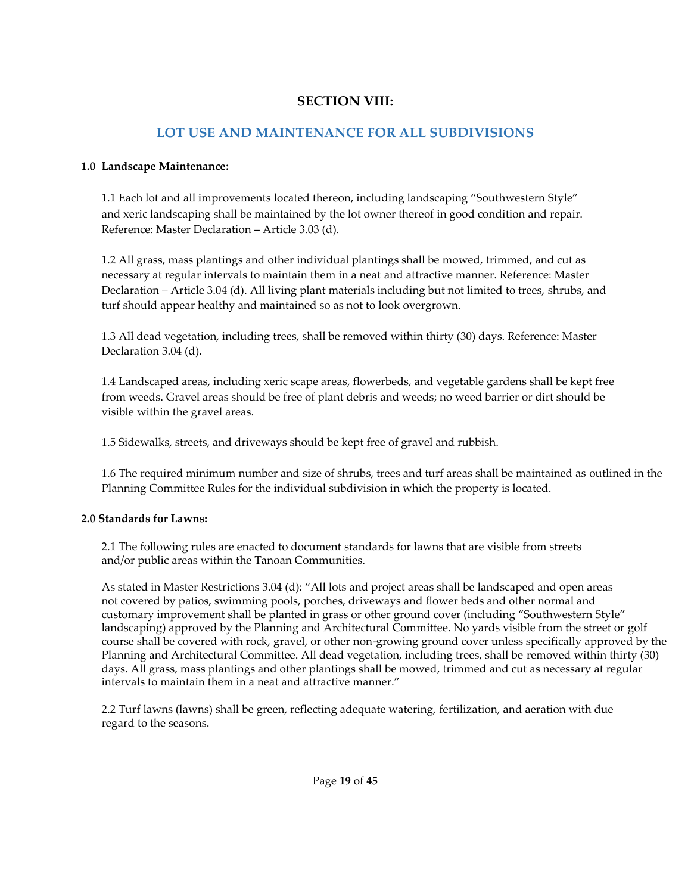# SECTION VIII:

## LOT USE AND MAINTENANCE FOR ALL SUBDIVISIONS

**1.0 <u>Landscape Maintenance</u>:**

1.1 Each lot and all improvements located thereon, including landscaping "Southwestern Style" and xeric landscaping shall be maintained by the lot owner thereof in good condition and repair. Reference: Master Declaration – Article 3.03 (d).

1.2 All grass, mass plantings and other individual plantings shall be mowed, trimmed, and cut as necessary at regular intervals to maintain them in a neat and attractive manner. Reference: Master Declaration – Article 3.04 (d). All living plant materials including but not limited to trees, shrubs, and turf should appear healthy and maintained so as not to look overgrown.

1.3 All dead vegetation, including trees, shall be removed within thirty (30) days. Reference: Master Declaration 3.04 (d).

1.4 Landscaped areas, including xeric scape areas, flowerbeds, and vegetable gardens shall be kept free from weeds. Gravel areas should be free of plant debris and weeds; no weed barrier or dirt should be visible within the gravel areas.

1.5 Sidewalks, streets, and driveways should be kept free of gravel and rubbish.

1.6 The required minimum number and size of shrubs, trees and turf areas shall be maintained as outlined in the Planning Committee Rules for the individual subdivision in which the property is located.

**2.0 <u>Standards for Lawns</u>:**

2.1 The following rules are enacted to document standards for lawns that are visible from streets and/or public areas within the Tanoan Communities.

As stated in Master Restrictions 3.04 (d): "All lots and project areas shall be landscaped and open areas not covered by patios, swimming pools, porches, driveways and flower beds and other normal and customary improvement shall be planted in grass or other ground cover (including "Southwestern Style" landscaping) approved by the Planning and Architectural Committee. No yards visible from the street or golf course shall be covered with rock, gravel, or other non-growing ground cover unless specifically approved by the Planning and Architectural Committee. All dead vegetation, including trees, shall be removed within thirty (30) days. All grass, mass plantings and other plantings shall be mowed, trimmed and cut as necessary at regular intervals to maintain them in a neat and attractive manner."

2.2 Turf lawns (lawns) shall be green, reflecting adequate watering, fertilization, and aeration with due regard to the seasons.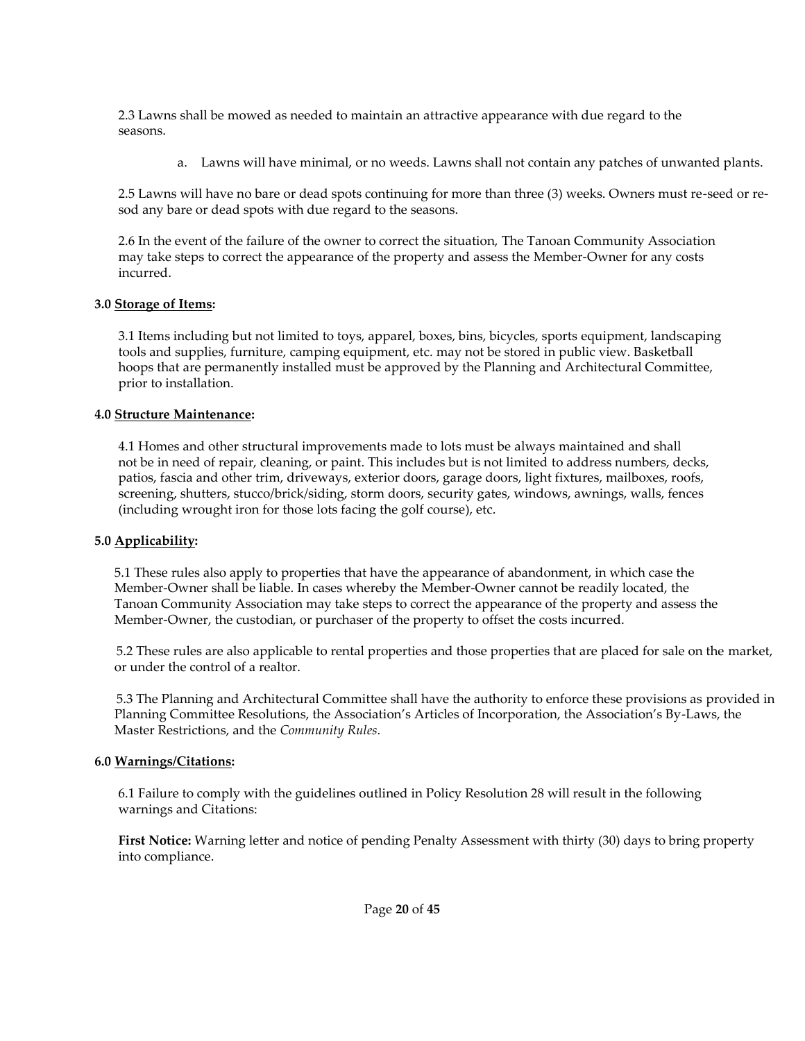2.3 Lawns shall be mowed as needed to maintain an attractive appearance with due regard to the seasons.

a. Lawns will have minimal, or no weeds. Lawns shall not contain any patches of unwanted plants.

2.5 Lawns will have no bare or dead spots continuing for more than three (3) weeks. Owners must re-seed or re-sod any bare or dead spots with due regard to the seasons.

2.6 In the event of the failure of the owner to correct the situation, The Tanoan Community Association may take steps to correct the appearance of the property and assess the Member-Owner for any costs incurred.

**3.0 <u>Storage of Items</u>:**

3.1 Items including but not limited to toys, apparel, boxes, bins, bicycles, sports equipment, landscaping tools and supplies, furniture, camping equipment, etc. may not be stored in public view. Basketball hoops that are permanently installed must be approved by the Planning and Architectural Committee, prior to installation.

**4.0 <u>Structure Maintenance</u>:**

4.1 Homes and other structural improvements made to lots must be always maintained and shall not be in need of repair, cleaning, or paint. This includes but is not limited to address numbers, decks, patios, fascia and other trim, driveways, exterior doors, garage doors, light fixtures, mailboxes, roofs, screening, shutters, stucco/brick/siding, storm doors, security gates, windows, awnings, walls, fences (including wrought iron for those lots facing the golf course), etc.

**5.0 <u>Applicability</u>:**

5.1 These rules also apply to properties that have the appearance of abandonment, in which case the Member-Owner shall be liable. In cases whereby the Member-Owner cannot be readily located, the Tanoan Community Association may take steps to correct the appearance of the property and assess the Member-Owner, the custodian, or purchaser of the property to offset the costs incurred.

5.2 These rules are also applicable to rental properties and those properties that are placed for sale on the market, or under the control of a realtor.

5.3 The Planning and Architectural Committee shall have the authority to enforce these provisions as provided in Planning Committee Resolutions, the Association's Articles of Incorporation, the Association's By-Laws, the Master Restrictions, and the *Community Rules*.

**6.0 <u>Warnings/Citations</u>:**

6.1 Failure to comply with the guidelines outlined in Policy Resolution 28 will result in the following warnings and Citations:

**First Notice:** Warning letter and notice of pending Penalty Assessment with thirty (30) days to bring property into compliance.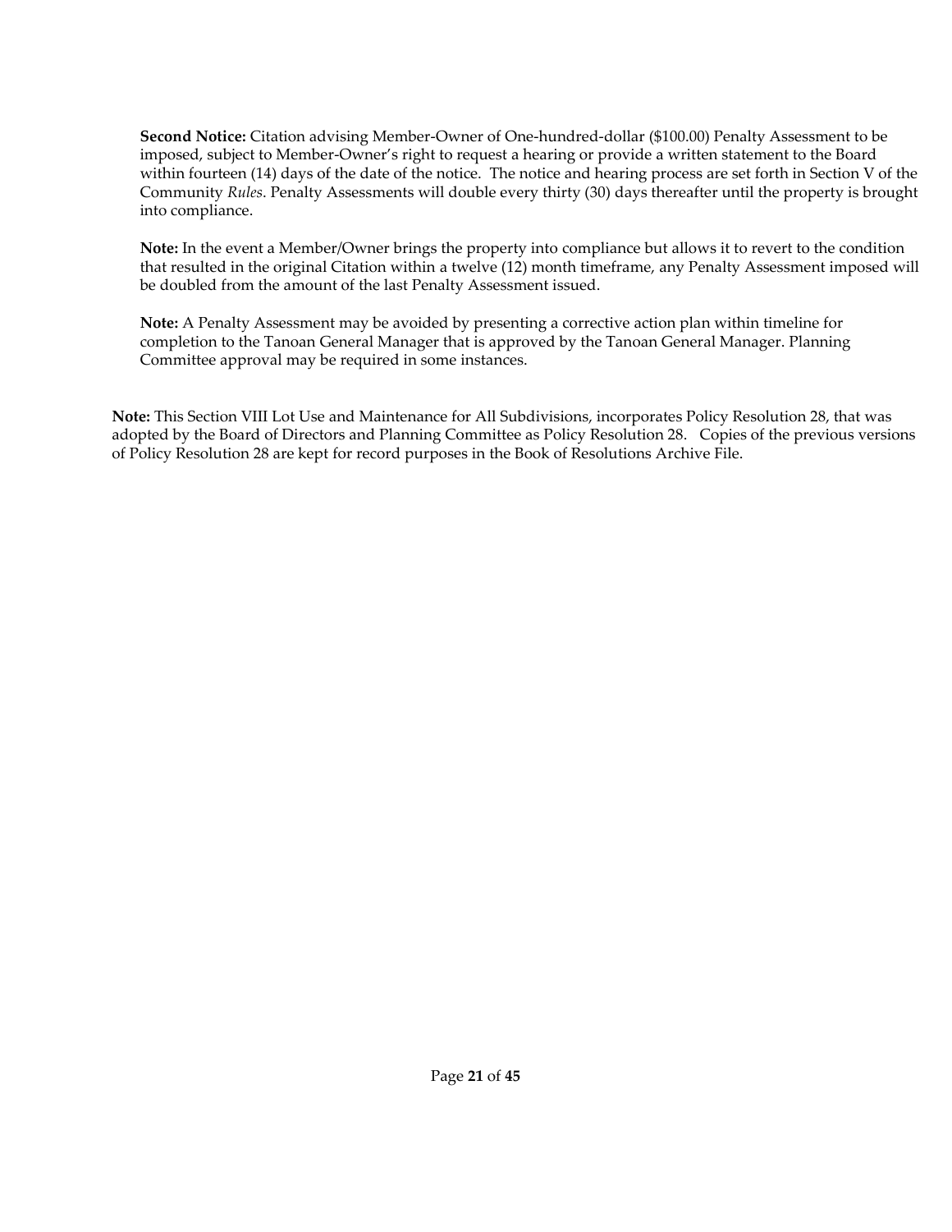**Second Notice:** Citation advising Member-Owner of One-hundred-dollar ($100.00) Penalty Assessment to be imposed, subject to Member-Owner's right to request a hearing or provide a written statement to the Board within fourteen (14) days of the date of the notice. The notice and hearing process are set forth in Section V of the Community *Rules*. Penalty Assessments will double every thirty (30) days thereafter until the property is brought into compliance.

**Note:** In the event a Member/Owner brings the property into compliance but allows it to revert to the condition that resulted in the original Citation within a twelve (12) month timeframe, any Penalty Assessment imposed will be doubled from the amount of the last Penalty Assessment issued.

**Note:** A Penalty Assessment may be avoided by presenting a corrective action plan within timeline for completion to the Tanoan General Manager that is approved by the Tanoan General Manager. Planning Committee approval may be required in some instances.

**Note:** This Section VIII Lot Use and Maintenance for All Subdivisions, incorporates Policy Resolution 28, that was adopted by the Board of Directors and Planning Committee as Policy Resolution 28. Copies of the previous versions of Policy Resolution 28 are kept for record purposes in the Book of Resolutions Archive File.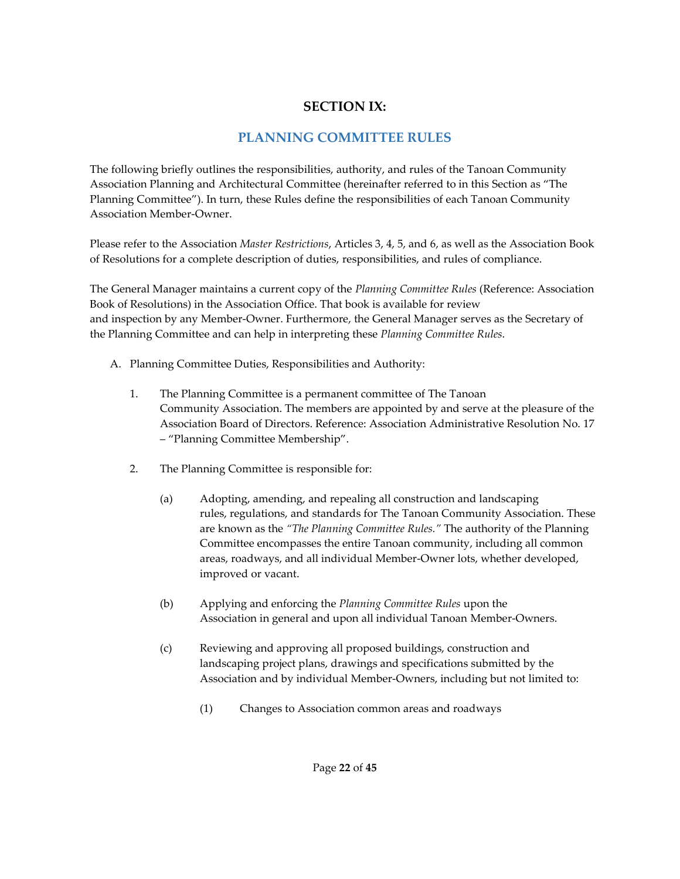## SECTION IX:

## PLANNING COMMITTEE RULES

The following briefly outlines the responsibilities, authority, and rules of the Tanoan Community Association Planning and Architectural Committee (hereinafter referred to in this Section as "The Planning Committee"). In turn, these Rules define the responsibilities of each Tanoan Community Association Member-Owner.

Please refer to the Association *Master Restrictions*, Articles 3, 4, 5, and 6, as well as the Association Book of Resolutions for a complete description of duties, responsibilities, and rules of compliance.

The General Manager maintains a current copy of the *Planning Committee Rules* (Reference: Association Book of Resolutions) in the Association Office. That book is available for review and inspection by any Member-Owner. Furthermore, the General Manager serves as the Secretary of the Planning Committee and can help in interpreting these *Planning Committee Rules*.

A. Planning Committee Duties, Responsibilities and Authority:

1. The Planning Committee is a permanent committee of The Tanoan Community Association. The members are appointed by and serve at the pleasure of the Association Board of Directors. Reference: Association Administrative Resolution No. 17 – "Planning Committee Membership".

2. The Planning Committee is responsible for:

   (a) Adopting, amending, and repealing all construction and landscaping rules, regulations, and standards for The Tanoan Community Association. These are known as the *"The Planning Committee Rules."* The authority of the Planning Committee encompasses the entire Tanoan community, including all common areas, roadways, and all individual Member-Owner lots, whether developed, improved or vacant.

   (b) Applying and enforcing the *Planning Committee Rules* upon the Association in general and upon all individual Tanoan Member-Owners.

   (c) Reviewing and approving all proposed buildings, construction and landscaping project plans, drawings and specifications submitted by the Association and by individual Member-Owners, including but not limited to:

      (1) Changes to Association common areas and roadways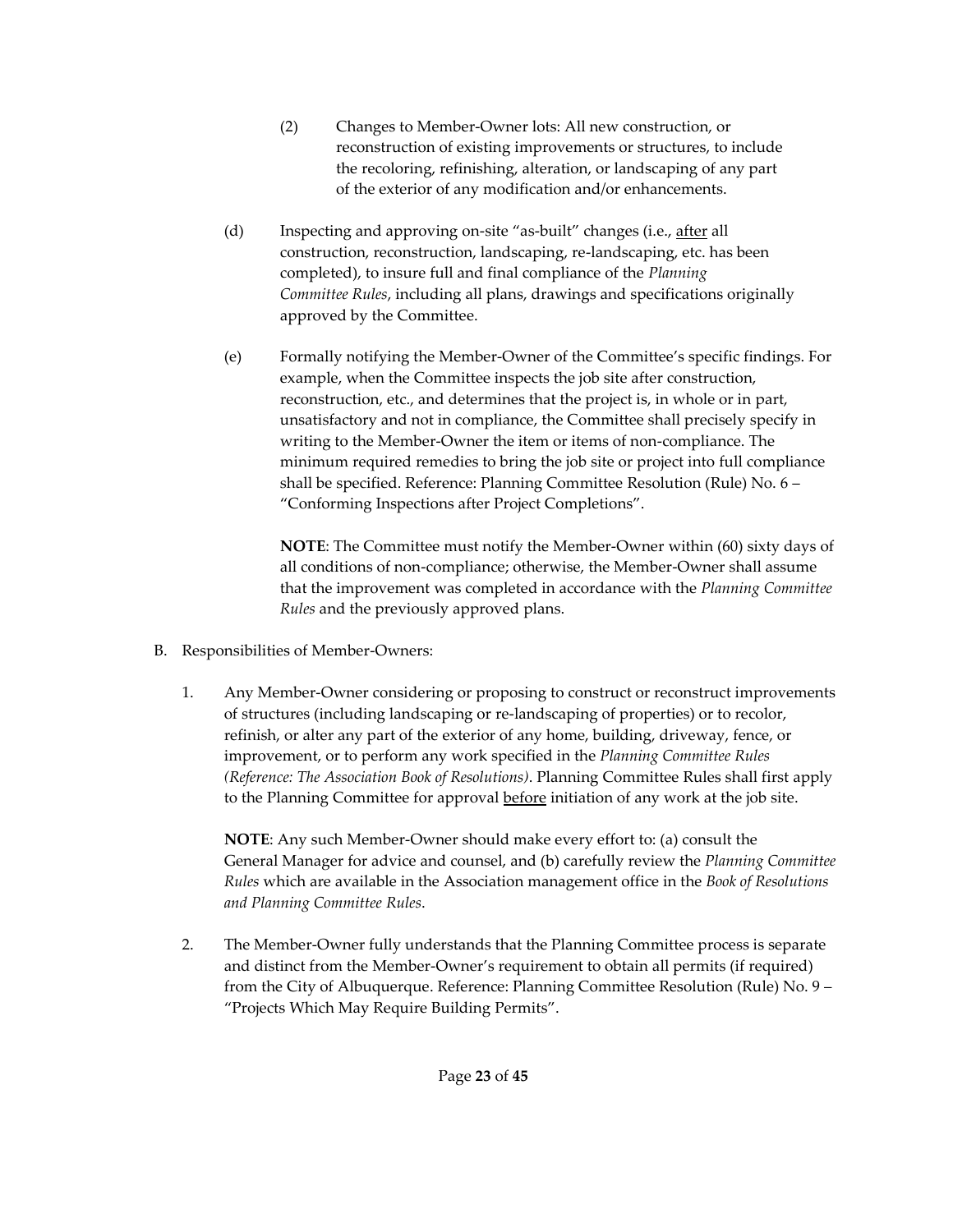(2) Changes to Member-Owner lots: All new construction, or reconstruction of existing improvements or structures, to include the recoloring, refinishing, alteration, or landscaping of any part of the exterior of any modification and/or enhancements.

(d) Inspecting and approving on-site "as-built" changes (i.e., <u>after</u> all construction, reconstruction, landscaping, re-landscaping, etc. has been completed), to insure full and final compliance of the *Planning Committee Rules*, including all plans, drawings and specifications originally approved by the Committee.

(e) Formally notifying the Member-Owner of the Committee's specific findings. For example, when the Committee inspects the job site after construction, reconstruction, etc., and determines that the project is, in whole or in part, unsatisfactory and not in compliance, the Committee shall precisely specify in writing to the Member-Owner the item or items of non-compliance. The minimum required remedies to bring the job site or project into full compliance shall be specified. Reference: Planning Committee Resolution (Rule) No. 6 – "Conforming Inspections after Project Completions".

**NOTE**: The Committee must notify the Member-Owner within (60) sixty days of all conditions of non-compliance; otherwise, the Member-Owner shall assume that the improvement was completed in accordance with the *Planning Committee Rules* and the previously approved plans.

B. Responsibilities of Member-Owners:

1. Any Member-Owner considering or proposing to construct or reconstruct improvements of structures (including landscaping or re-landscaping of properties) or to recolor, refinish, or alter any part of the exterior of any home, building, driveway, fence, or improvement, or to perform any work specified in the *Planning Committee Rules (Reference: The Association Book of Resolutions)*. Planning Committee Rules shall first apply to the Planning Committee for approval <u>before</u> initiation of any work at the job site.

   **NOTE**: Any such Member-Owner should make every effort to: (a) consult the General Manager for advice and counsel, and (b) carefully review the *Planning Committee Rules* which are available in the Association management office in the *Book of Resolutions and Planning Committee Rules*.

2. The Member-Owner fully understands that the Planning Committee process is separate and distinct from the Member-Owner's requirement to obtain all permits (if required) from the City of Albuquerque. Reference: Planning Committee Resolution (Rule) No. 9 – "Projects Which May Require Building Permits".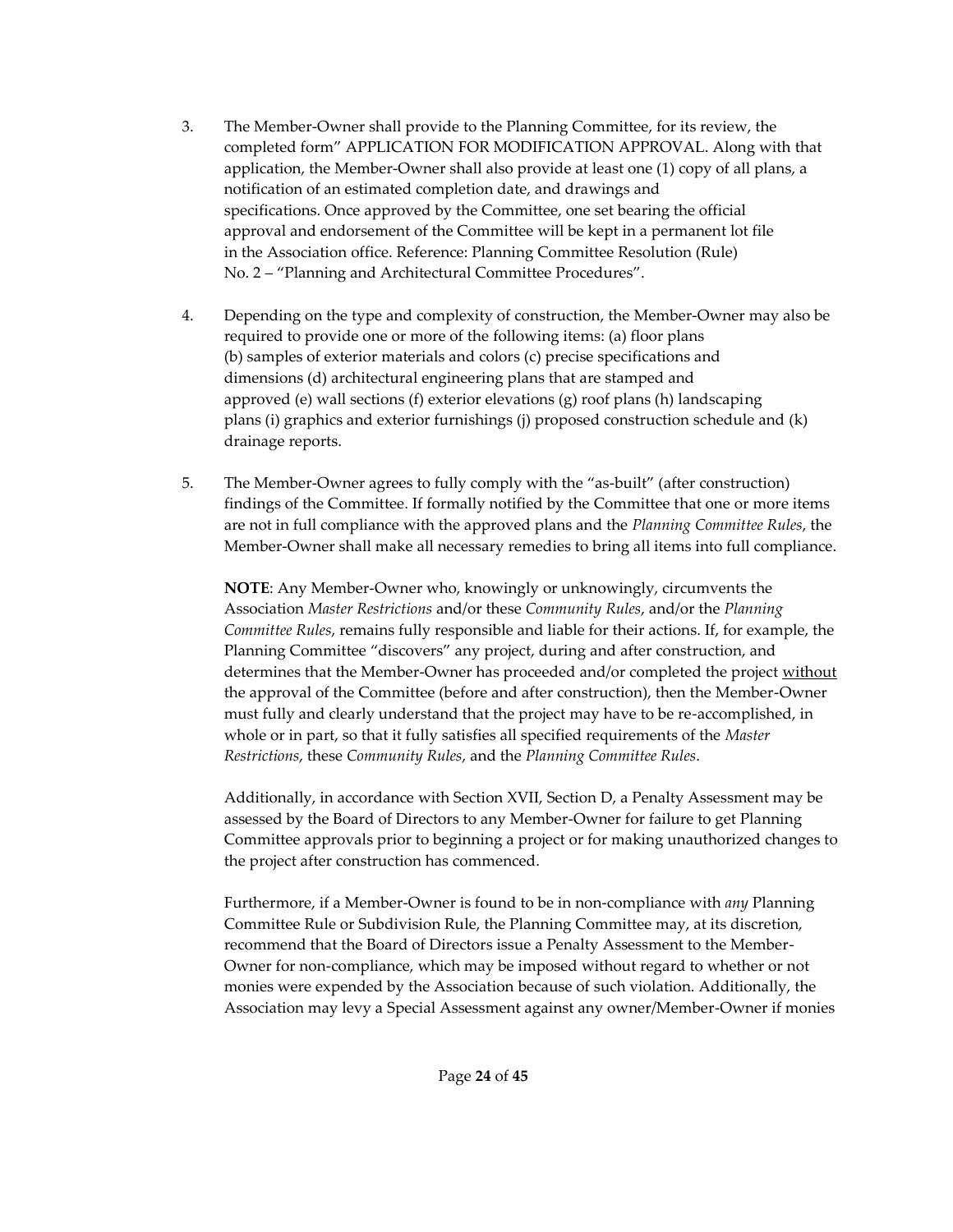3. The Member-Owner shall provide to the Planning Committee, for its review, the completed form" APPLICATION FOR MODIFICATION APPROVAL. Along with that application, the Member-Owner shall also provide at least one (1) copy of all plans, a notification of an estimated completion date, and drawings and specifications. Once approved by the Committee, one set bearing the official approval and endorsement of the Committee will be kept in a permanent lot file in the Association office. Reference: Planning Committee Resolution (Rule) No. 2 – "Planning and Architectural Committee Procedures".

4. Depending on the type and complexity of construction, the Member-Owner may also be required to provide one or more of the following items: (a) floor plans (b) samples of exterior materials and colors (c) precise specifications and dimensions (d) architectural engineering plans that are stamped and approved (e) wall sections (f) exterior elevations (g) roof plans (h) landscaping plans (i) graphics and exterior furnishings (j) proposed construction schedule and (k) drainage reports.

5. The Member-Owner agrees to fully comply with the "as-built" (after construction) findings of the Committee. If formally notified by the Committee that one or more items are not in full compliance with the approved plans and the *Planning Committee Rules*, the Member-Owner shall make all necessary remedies to bring all items into full compliance.

   **NOTE**: Any Member-Owner who, knowingly or unknowingly, circumvents the Association *Master Restrictions* and/or these *Community Rules*, and/or the *Planning Committee Rules*, remains fully responsible and liable for their actions. If, for example, the Planning Committee "discovers" any project, during and after construction, and determines that the Member-Owner has proceeded and/or completed the project <u>without</u> the approval of the Committee (before and after construction), then the Member-Owner must fully and clearly understand that the project may have to be re-accomplished, in whole or in part, so that it fully satisfies all specified requirements of the *Master Restrictions*, these *Community Rules*, and the *Planning Committee Rules*.

   Additionally, in accordance with Section XVII, Section D, a Penalty Assessment may be assessed by the Board of Directors to any Member-Owner for failure to get Planning Committee approvals prior to beginning a project or for making unauthorized changes to the project after construction has commenced.

   Furthermore, if a Member-Owner is found to be in non-compliance with *any* Planning Committee Rule or Subdivision Rule, the Planning Committee may, at its discretion, recommend that the Board of Directors issue a Penalty Assessment to the Member-Owner for non-compliance, which may be imposed without regard to whether or not monies were expended by the Association because of such violation. Additionally, the Association may levy a Special Assessment against any owner/Member-Owner if monies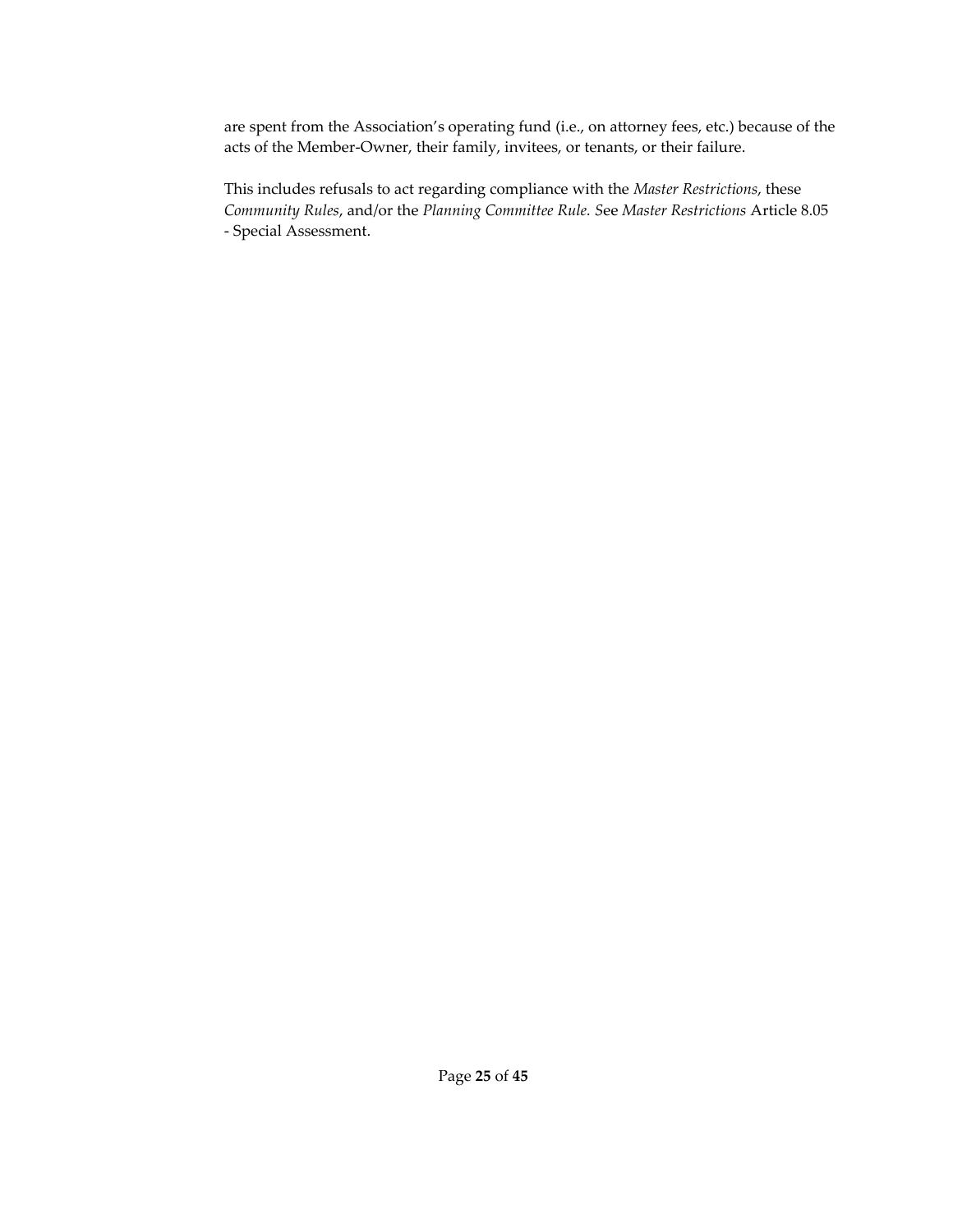are spent from the Association's operating fund (i.e., on attorney fees, etc.) because of the acts of the Member-Owner, their family, invitees, or tenants, or their failure.

This includes refusals to act regarding compliance with the *Master Restrictions*, these *Community Rules*, and/or the *Planning Committee Rule.* See *Master Restrictions* Article 8.05 - Special Assessment.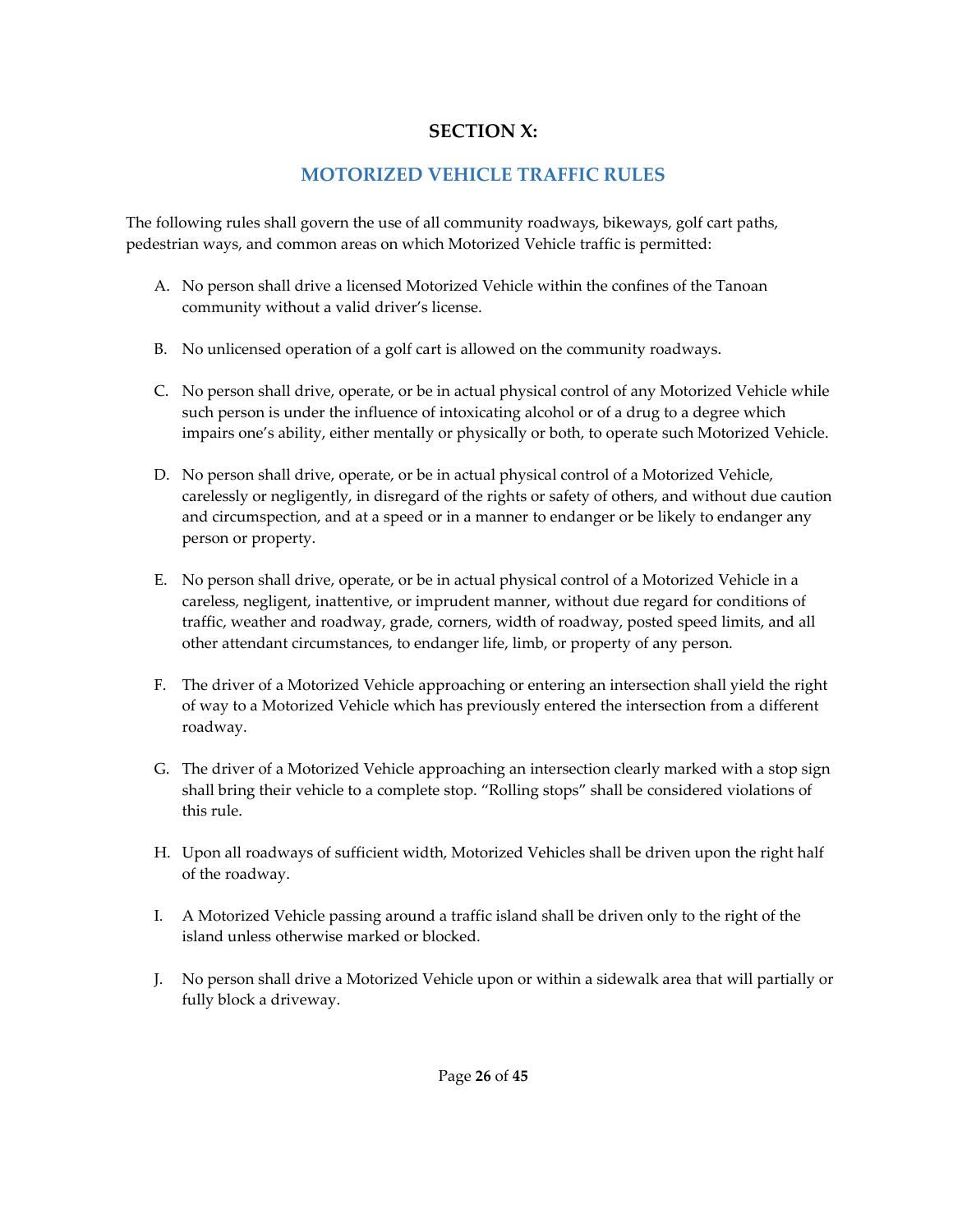# SECTION X:

## MOTORIZED VEHICLE TRAFFIC RULES

The following rules shall govern the use of all community roadways, bikeways, golf cart paths, pedestrian ways, and common areas on which Motorized Vehicle traffic is permitted:

A. No person shall drive a licensed Motorized Vehicle within the confines of the Tanoan community without a valid driver's license.

B. No unlicensed operation of a golf cart is allowed on the community roadways.

C. No person shall drive, operate, or be in actual physical control of any Motorized Vehicle while such person is under the influence of intoxicating alcohol or of a drug to a degree which impairs one's ability, either mentally or physically or both, to operate such Motorized Vehicle.

D. No person shall drive, operate, or be in actual physical control of a Motorized Vehicle, carelessly or negligently, in disregard of the rights or safety of others, and without due caution and circumspection, and at a speed or in a manner to endanger or be likely to endanger any person or property.

E. No person shall drive, operate, or be in actual physical control of a Motorized Vehicle in a careless, negligent, inattentive, or imprudent manner, without due regard for conditions of traffic, weather and roadway, grade, corners, width of roadway, posted speed limits, and all other attendant circumstances, to endanger life, limb, or property of any person.

F. The driver of a Motorized Vehicle approaching or entering an intersection shall yield the right of way to a Motorized Vehicle which has previously entered the intersection from a different roadway.

G. The driver of a Motorized Vehicle approaching an intersection clearly marked with a stop sign shall bring their vehicle to a complete stop. "Rolling stops" shall be considered violations of this rule.

H. Upon all roadways of sufficient width, Motorized Vehicles shall be driven upon the right half of the roadway.

I. A Motorized Vehicle passing around a traffic island shall be driven only to the right of the island unless otherwise marked or blocked.

J. No person shall drive a Motorized Vehicle upon or within a sidewalk area that will partially or fully block a driveway.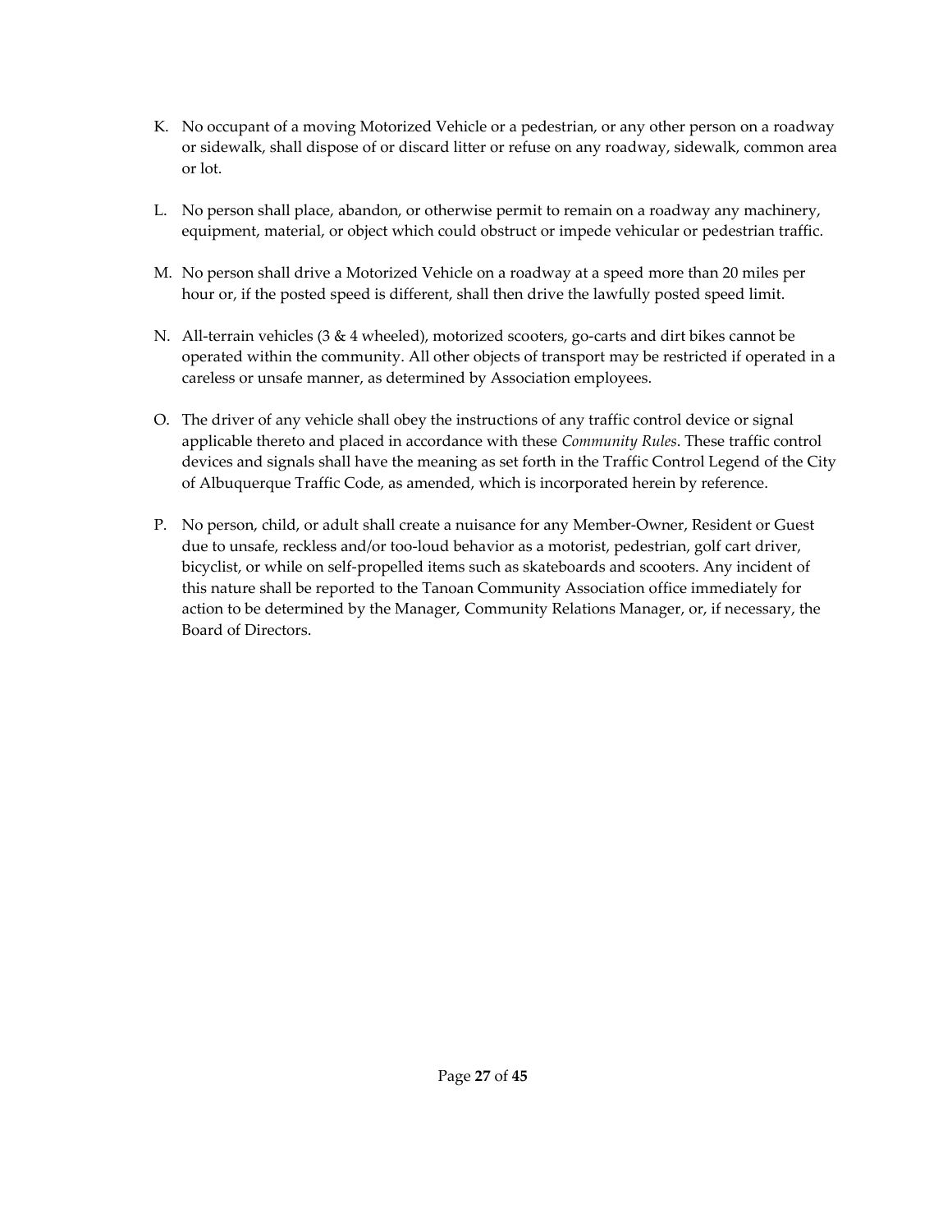K. No occupant of a moving Motorized Vehicle or a pedestrian, or any other person on a roadway or sidewalk, shall dispose of or discard litter or refuse on any roadway, sidewalk, common area or lot.

L. No person shall place, abandon, or otherwise permit to remain on a roadway any machinery, equipment, material, or object which could obstruct or impede vehicular or pedestrian traffic.

M. No person shall drive a Motorized Vehicle on a roadway at a speed more than 20 miles per hour or, if the posted speed is different, shall then drive the lawfully posted speed limit.

N. All-terrain vehicles (3 & 4 wheeled), motorized scooters, go-carts and dirt bikes cannot be operated within the community. All other objects of transport may be restricted if operated in a careless or unsafe manner, as determined by Association employees.

O. The driver of any vehicle shall obey the instructions of any traffic control device or signal applicable thereto and placed in accordance with these *Community Rules*. These traffic control devices and signals shall have the meaning as set forth in the Traffic Control Legend of the City of Albuquerque Traffic Code, as amended, which is incorporated herein by reference.

P. No person, child, or adult shall create a nuisance for any Member-Owner, Resident or Guest due to unsafe, reckless and/or too-loud behavior as a motorist, pedestrian, golf cart driver, bicyclist, or while on self-propelled items such as skateboards and scooters. Any incident of this nature shall be reported to the Tanoan Community Association office immediately for action to be determined by the Manager, Community Relations Manager, or, if necessary, the Board of Directors.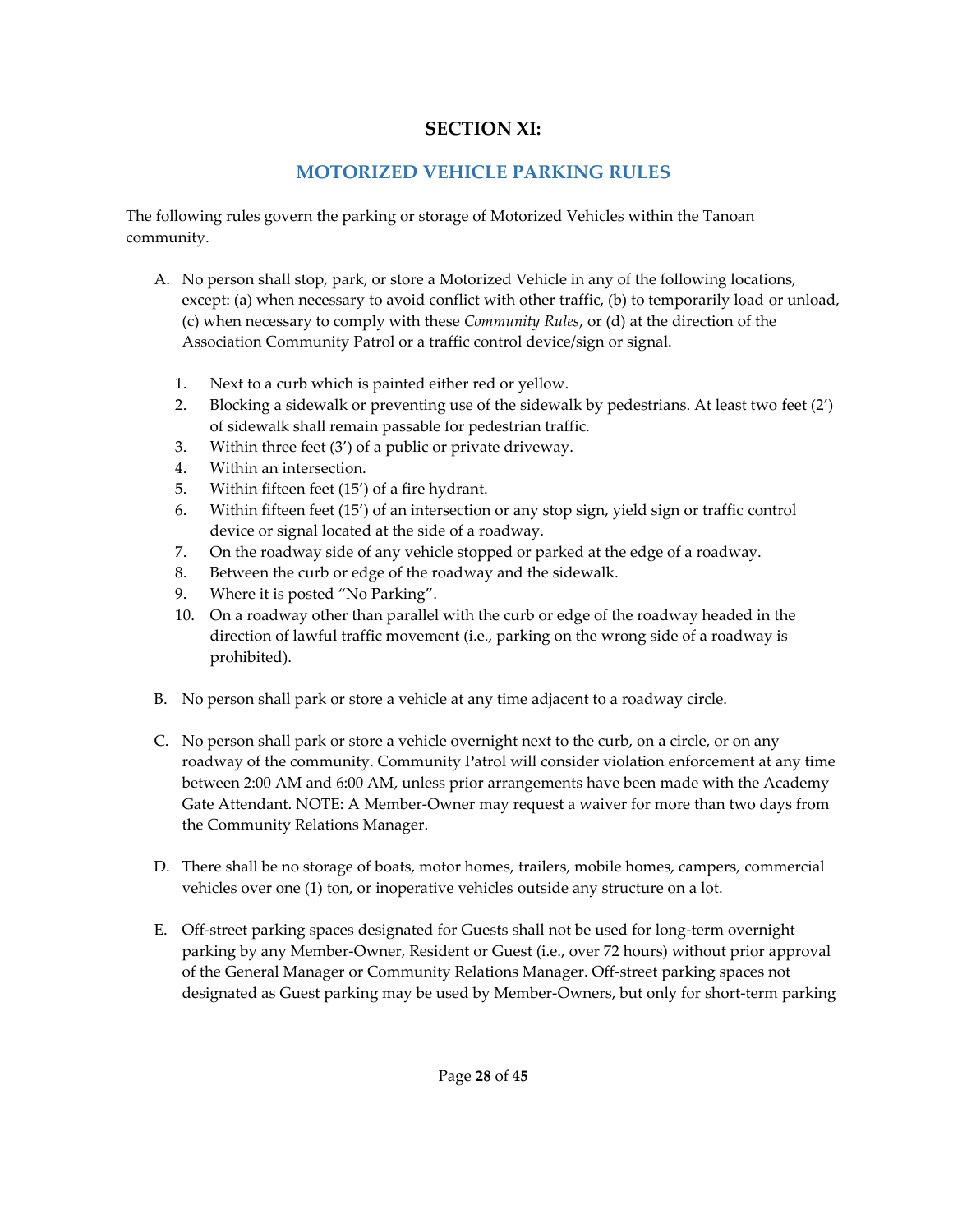# SECTION XI:

## MOTORIZED VEHICLE PARKING RULES

The following rules govern the parking or storage of Motorized Vehicles within the Tanoan community.

A. No person shall stop, park, or store a Motorized Vehicle in any of the following locations, except: (a) when necessary to avoid conflict with other traffic, (b) to temporarily load or unload, (c) when necessary to comply with these *Community Rules*, or (d) at the direction of the Association Community Patrol or a traffic control device/sign or signal.

   1. Next to a curb which is painted either red or yellow.
   2. Blocking a sidewalk or preventing use of the sidewalk by pedestrians. At least two feet (2') of sidewalk shall remain passable for pedestrian traffic.
   3. Within three feet (3') of a public or private driveway.
   4. Within an intersection.
   5. Within fifteen feet (15') of a fire hydrant.
   6. Within fifteen feet (15') of an intersection or any stop sign, yield sign or traffic control device or signal located at the side of a roadway.
   7. On the roadway side of any vehicle stopped or parked at the edge of a roadway.
   8. Between the curb or edge of the roadway and the sidewalk.
   9. Where it is posted "No Parking".
   10. On a roadway other than parallel with the curb or edge of the roadway headed in the direction of lawful traffic movement (i.e., parking on the wrong side of a roadway is prohibited).

B. No person shall park or store a vehicle at any time adjacent to a roadway circle.

C. No person shall park or store a vehicle overnight next to the curb, on a circle, or on any roadway of the community. Community Patrol will consider violation enforcement at any time between 2:00 AM and 6:00 AM, unless prior arrangements have been made with the Academy Gate Attendant. NOTE: A Member-Owner may request a waiver for more than two days from the Community Relations Manager.

D. There shall be no storage of boats, motor homes, trailers, mobile homes, campers, commercial vehicles over one (1) ton, or inoperative vehicles outside any structure on a lot.

E. Off-street parking spaces designated for Guests shall not be used for long-term overnight parking by any Member-Owner, Resident or Guest (i.e., over 72 hours) without prior approval of the General Manager or Community Relations Manager. Off-street parking spaces not designated as Guest parking may be used by Member-Owners, but only for short-term parking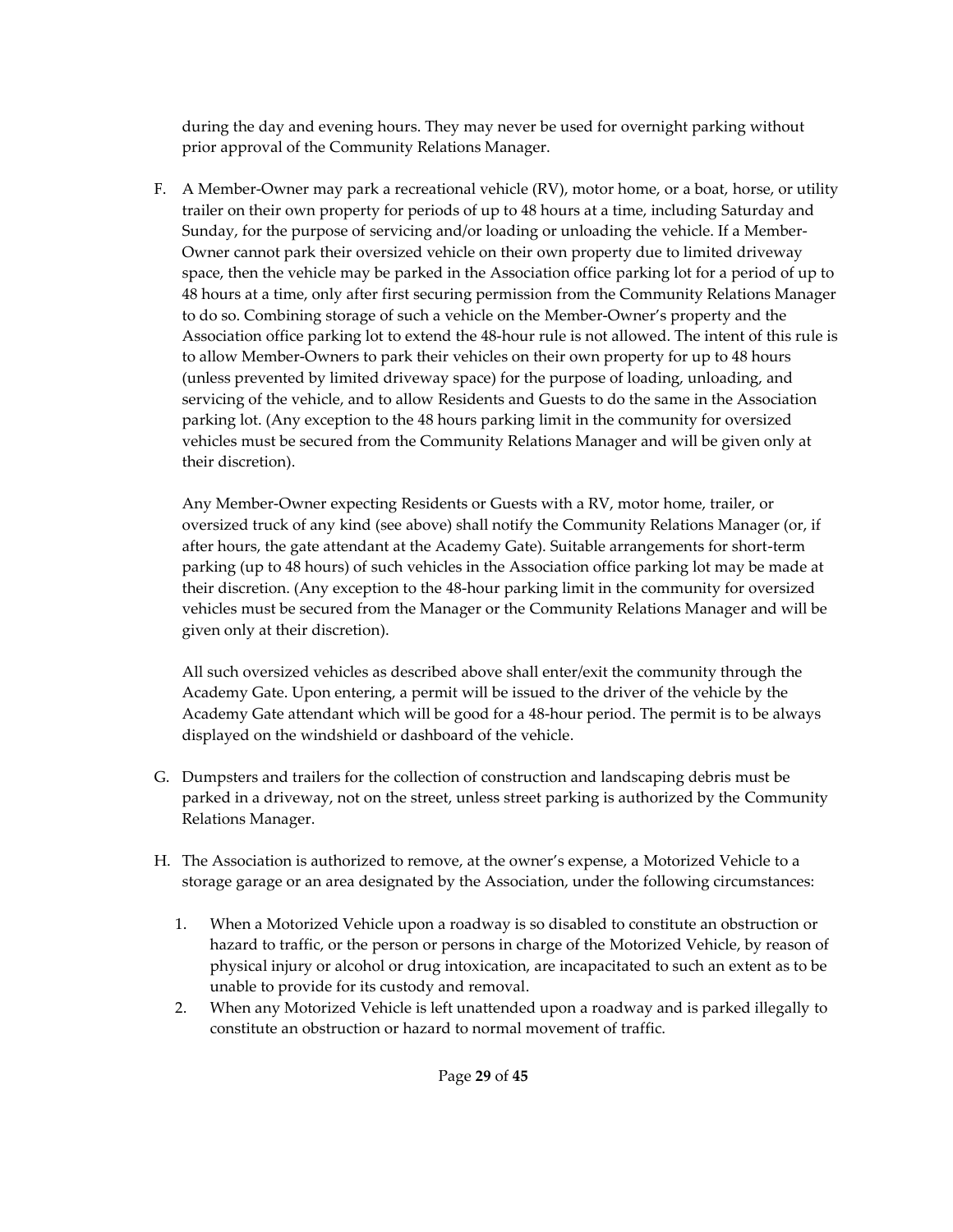during the day and evening hours. They may never be used for overnight parking without prior approval of the Community Relations Manager.

F. A Member-Owner may park a recreational vehicle (RV), motor home, or a boat, horse, or utility trailer on their own property for periods of up to 48 hours at a time, including Saturday and Sunday, for the purpose of servicing and/or loading or unloading the vehicle. If a Member-Owner cannot park their oversized vehicle on their own property due to limited driveway space, then the vehicle may be parked in the Association office parking lot for a period of up to 48 hours at a time, only after first securing permission from the Community Relations Manager to do so. Combining storage of such a vehicle on the Member-Owner's property and the Association office parking lot to extend the 48-hour rule is not allowed. The intent of this rule is to allow Member-Owners to park their vehicles on their own property for up to 48 hours (unless prevented by limited driveway space) for the purpose of loading, unloading, and servicing of the vehicle, and to allow Residents and Guests to do the same in the Association parking lot. (Any exception to the 48 hours parking limit in the community for oversized vehicles must be secured from the Community Relations Manager and will be given only at their discretion).

   Any Member-Owner expecting Residents or Guests with a RV, motor home, trailer, or oversized truck of any kind (see above) shall notify the Community Relations Manager (or, if after hours, the gate attendant at the Academy Gate). Suitable arrangements for short-term parking (up to 48 hours) of such vehicles in the Association office parking lot may be made at their discretion. (Any exception to the 48-hour parking limit in the community for oversized vehicles must be secured from the Manager or the Community Relations Manager and will be given only at their discretion).

   All such oversized vehicles as described above shall enter/exit the community through the Academy Gate. Upon entering, a permit will be issued to the driver of the vehicle by the Academy Gate attendant which will be good for a 48-hour period. The permit is to be always displayed on the windshield or dashboard of the vehicle.

G. Dumpsters and trailers for the collection of construction and landscaping debris must be parked in a driveway, not on the street, unless street parking is authorized by the Community Relations Manager.

H. The Association is authorized to remove, at the owner's expense, a Motorized Vehicle to a storage garage or an area designated by the Association, under the following circumstances:

   1. When a Motorized Vehicle upon a roadway is so disabled to constitute an obstruction or hazard to traffic, or the person or persons in charge of the Motorized Vehicle, by reason of physical injury or alcohol or drug intoxication, are incapacitated to such an extent as to be unable to provide for its custody and removal.
   2. When any Motorized Vehicle is left unattended upon a roadway and is parked illegally to constitute an obstruction or hazard to normal movement of traffic.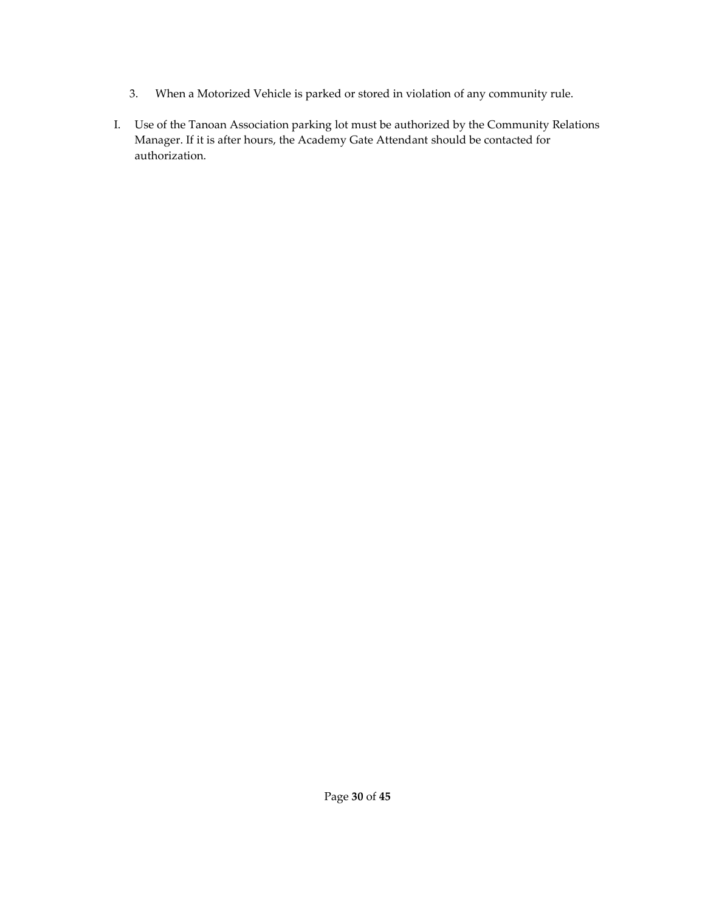3. When a Motorized Vehicle is parked or stored in violation of any community rule.

I. Use of the Tanoan Association parking lot must be authorized by the Community Relations Manager. If it is after hours, the Academy Gate Attendant should be contacted for authorization.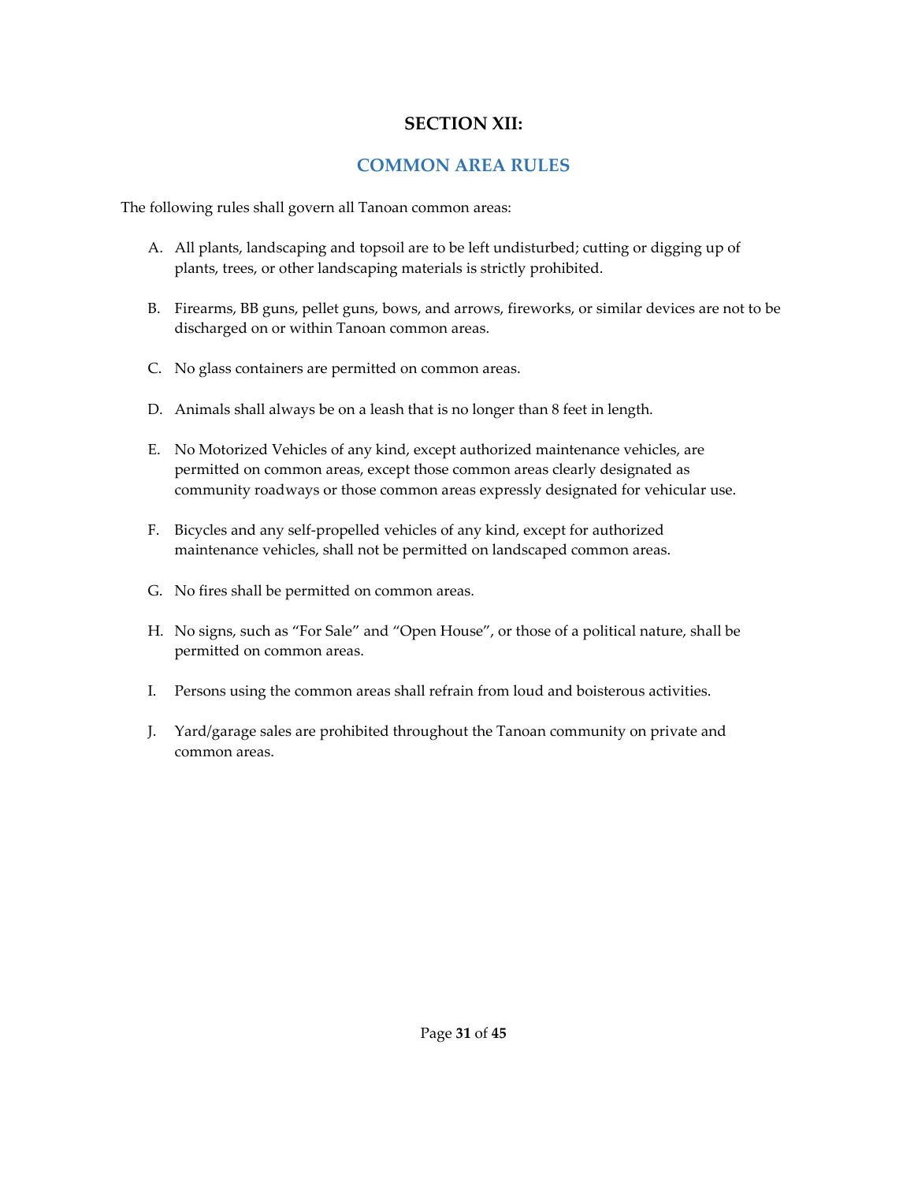# SECTION XII:

## COMMON AREA RULES

The following rules shall govern all Tanoan common areas:

A. All plants, landscaping and topsoil are to be left undisturbed; cutting or digging up of plants, trees, or other landscaping materials is strictly prohibited.

B. Firearms, BB guns, pellet guns, bows, and arrows, fireworks, or similar devices are not to be discharged on or within Tanoan common areas.

C. No glass containers are permitted on common areas.

D. Animals shall always be on a leash that is no longer than 8 feet in length.

E. No Motorized Vehicles of any kind, except authorized maintenance vehicles, are permitted on common areas, except those common areas clearly designated as community roadways or those common areas expressly designated for vehicular use.

F. Bicycles and any self-propelled vehicles of any kind, except for authorized maintenance vehicles, shall not be permitted on landscaped common areas.

G. No fires shall be permitted on common areas.

H. No signs, such as "For Sale" and "Open House", or those of a political nature, shall be permitted on common areas.

I. Persons using the common areas shall refrain from loud and boisterous activities.

J. Yard/garage sales are prohibited throughout the Tanoan community on private and common areas.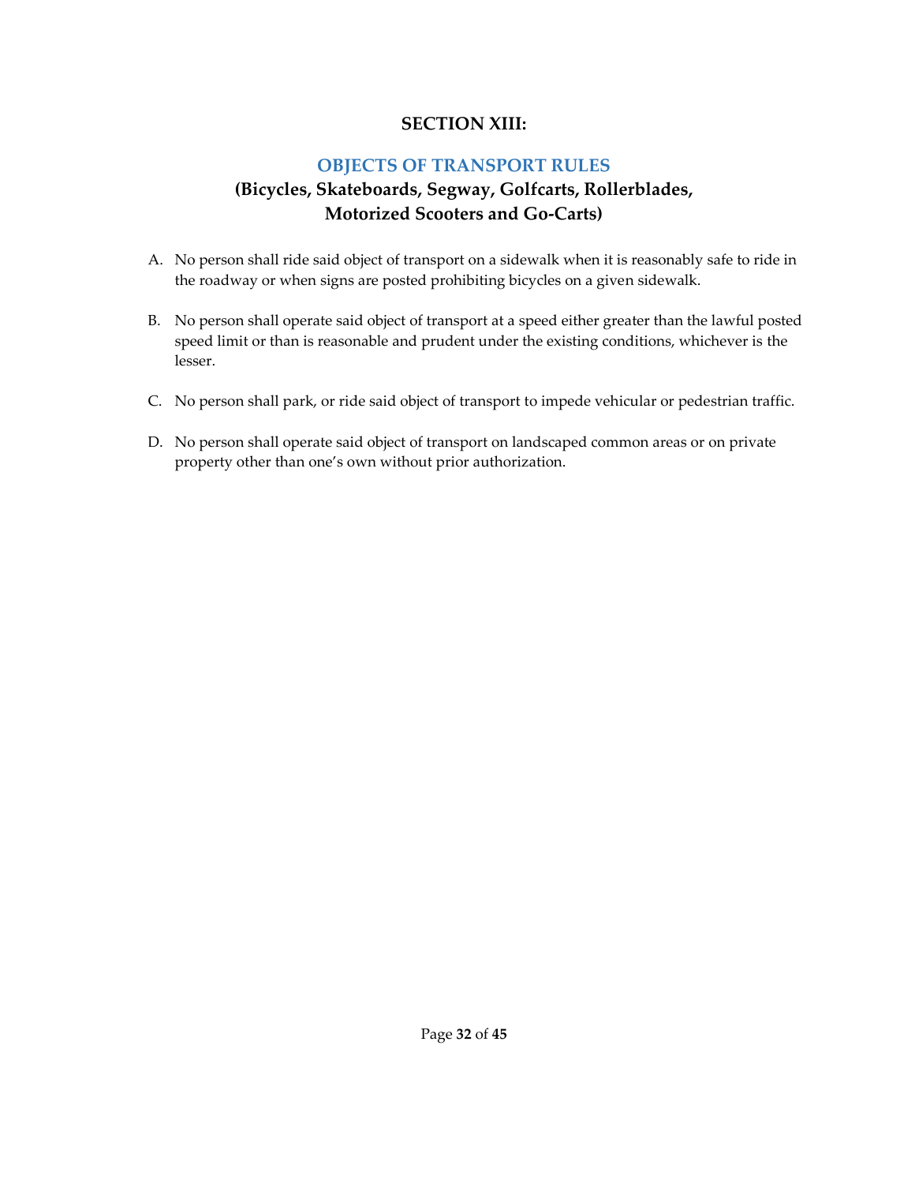## SECTION XIII:

### OBJECTS OF TRANSPORT RULES

**(Bicycles, Skateboards, Segway, Golfcarts, Rollerblades, Motorized Scooters and Go-Carts)**

A. No person shall ride said object of transport on a sidewalk when it is reasonably safe to ride in the roadway or when signs are posted prohibiting bicycles on a given sidewalk.

B. No person shall operate said object of transport at a speed either greater than the lawful posted speed limit or than is reasonable and prudent under the existing conditions, whichever is the lesser.

C. No person shall park, or ride said object of transport to impede vehicular or pedestrian traffic.

D. No person shall operate said object of transport on landscaped common areas or on private property other than one's own without prior authorization.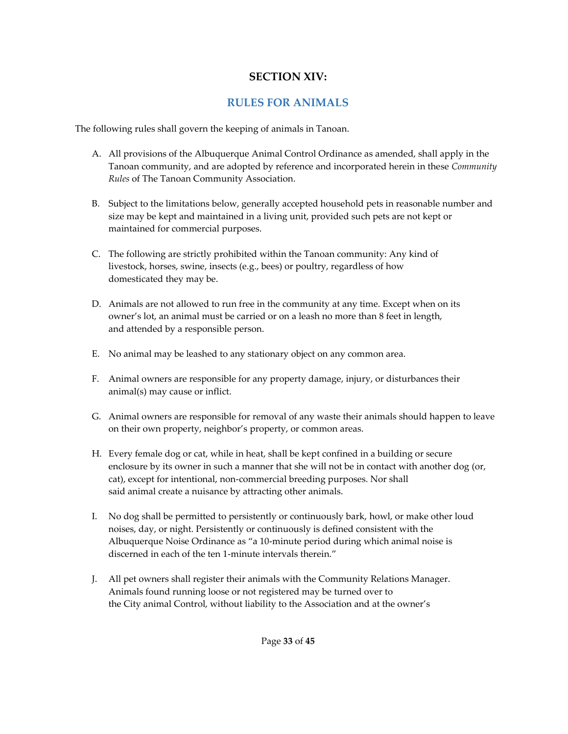# SECTION XIV:

## RULES FOR ANIMALS

The following rules shall govern the keeping of animals in Tanoan.

A. All provisions of the Albuquerque Animal Control Ordinance as amended, shall apply in the Tanoan community, and are adopted by reference and incorporated herein in these *Community Rules* of The Tanoan Community Association.

B. Subject to the limitations below, generally accepted household pets in reasonable number and size may be kept and maintained in a living unit, provided such pets are not kept or maintained for commercial purposes.

C. The following are strictly prohibited within the Tanoan community: Any kind of livestock, horses, swine, insects (e.g., bees) or poultry, regardless of how domesticated they may be.

D. Animals are not allowed to run free in the community at any time. Except when on its owner's lot, an animal must be carried or on a leash no more than 8 feet in length, and attended by a responsible person.

E. No animal may be leashed to any stationary object on any common area.

F. Animal owners are responsible for any property damage, injury, or disturbances their animal(s) may cause or inflict.

G. Animal owners are responsible for removal of any waste their animals should happen to leave on their own property, neighbor's property, or common areas.

H. Every female dog or cat, while in heat, shall be kept confined in a building or secure enclosure by its owner in such a manner that she will not be in contact with another dog (or, cat), except for intentional, non-commercial breeding purposes. Nor shall said animal create a nuisance by attracting other animals.

I. No dog shall be permitted to persistently or continuously bark, howl, or make other loud noises, day, or night. Persistently or continuously is defined consistent with the Albuquerque Noise Ordinance as "a 10-minute period during which animal noise is discerned in each of the ten 1-minute intervals therein."

J. All pet owners shall register their animals with the Community Relations Manager. Animals found running loose or not registered may be turned over to the City animal Control, without liability to the Association and at the owner's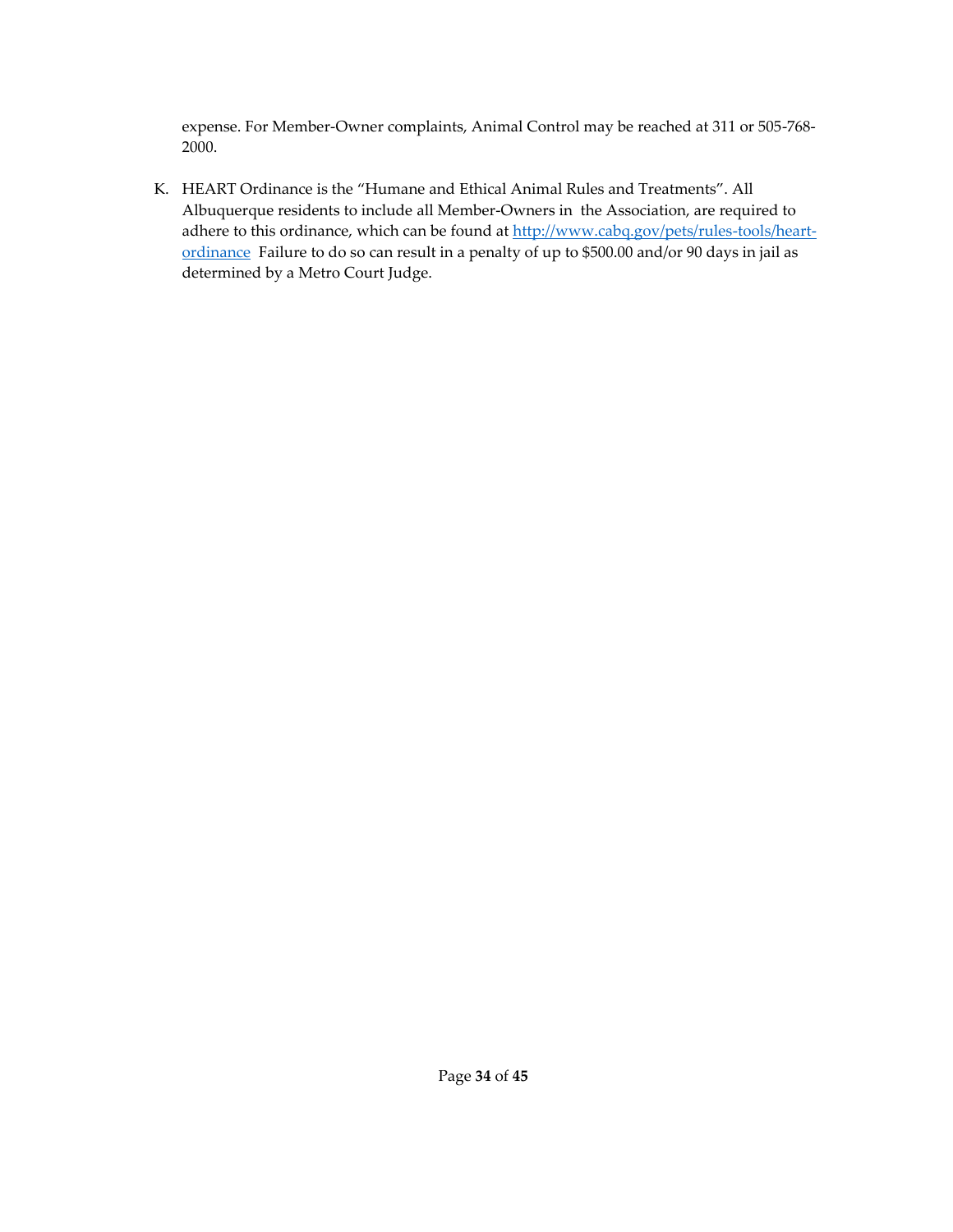expense. For Member-Owner complaints, Animal Control may be reached at 311 or 505-768-2000.

K. HEART Ordinance is the "Humane and Ethical Animal Rules and Treatments". All Albuquerque residents to include all Member-Owners in the Association, are required to adhere to this ordinance, which can be found at [http://www.cabq.gov/pets/rules-tools/heart-ordinance](http://www.cabq.gov/pets/rules-tools/heart-ordinance) Failure to do so can result in a penalty of up to $500.00 and/or 90 days in jail as determined by a Metro Court Judge.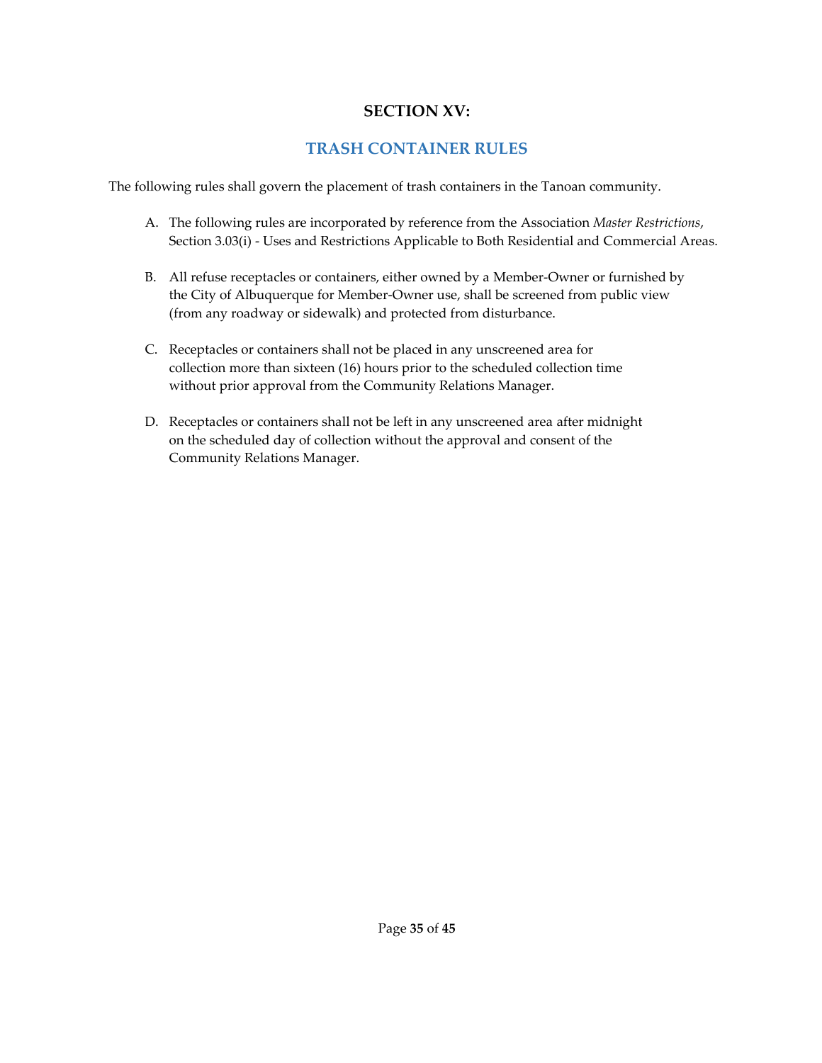# SECTION XV:

## TRASH CONTAINER RULES

The following rules shall govern the placement of trash containers in the Tanoan community.

A. The following rules are incorporated by reference from the Association *Master Restrictions*, Section 3.03(i) - Uses and Restrictions Applicable to Both Residential and Commercial Areas.

B. All refuse receptacles or containers, either owned by a Member-Owner or furnished by the City of Albuquerque for Member-Owner use, shall be screened from public view (from any roadway or sidewalk) and protected from disturbance.

C. Receptacles or containers shall not be placed in any unscreened area for collection more than sixteen (16) hours prior to the scheduled collection time without prior approval from the Community Relations Manager.

D. Receptacles or containers shall not be left in any unscreened area after midnight on the scheduled day of collection without the approval and consent of the Community Relations Manager.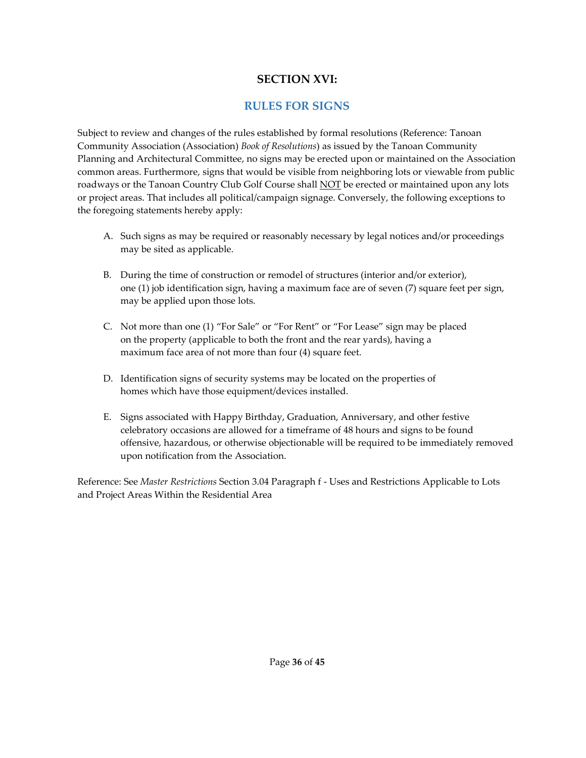# SECTION XVI:

## RULES FOR SIGNS

Subject to review and changes of the rules established by formal resolutions (Reference: Tanoan Community Association (Association) *Book of Resolutions*) as issued by the Tanoan Community Planning and Architectural Committee, no signs may be erected upon or maintained on the Association common areas. Furthermore, signs that would be visible from neighboring lots or viewable from public roadways or the Tanoan Country Club Golf Course shall <u>NOT</u> be erected or maintained upon any lots or project areas. That includes all political/campaign signage. Conversely, the following exceptions to the foregoing statements hereby apply:

A. Such signs as may be required or reasonably necessary by legal notices and/or proceedings may be sited as applicable.

B. During the time of construction or remodel of structures (interior and/or exterior), one (1) job identification sign, having a maximum face are of seven (7) square feet per sign, may be applied upon those lots.

C. Not more than one (1) "For Sale" or "For Rent" or "For Lease" sign may be placed on the property (applicable to both the front and the rear yards), having a maximum face area of not more than four (4) square feet.

D. Identification signs of security systems may be located on the properties of homes which have those equipment/devices installed.

E. Signs associated with Happy Birthday, Graduation, Anniversary, and other festive celebratory occasions are allowed for a timeframe of 48 hours and signs to be found offensive, hazardous, or otherwise objectionable will be required to be immediately removed upon notification from the Association.

Reference: See *Master Restrictions* Section 3.04 Paragraph f - Uses and Restrictions Applicable to Lots and Project Areas Within the Residential Area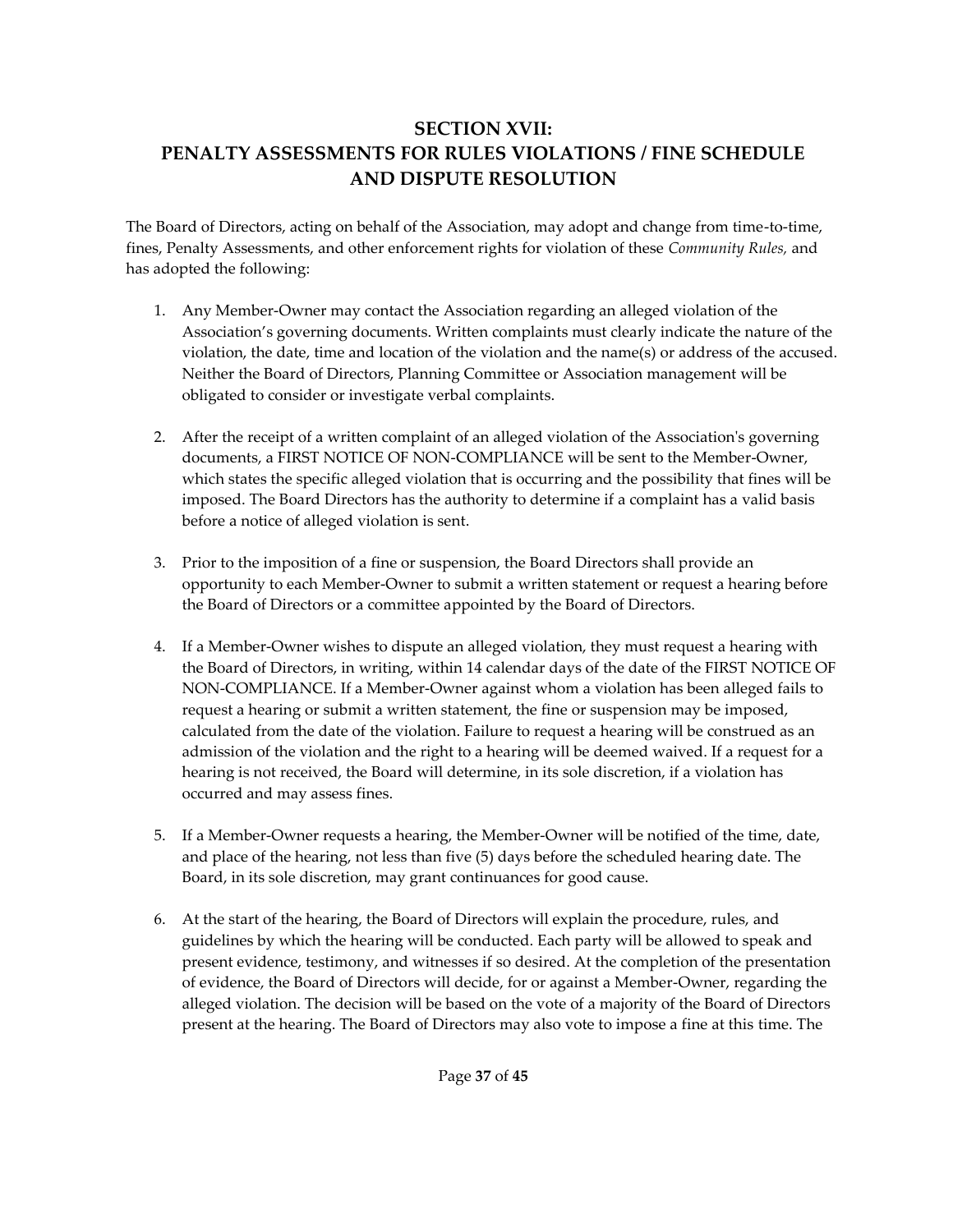## SECTION XVII:
## PENALTY ASSESSMENTS FOR RULES VIOLATIONS / FINE SCHEDULE AND DISPUTE RESOLUTION

The Board of Directors, acting on behalf of the Association, may adopt and change from time-to-time, fines, Penalty Assessments, and other enforcement rights for violation of these *Community Rules,* and has adopted the following:

1. Any Member-Owner may contact the Association regarding an alleged violation of the Association's governing documents. Written complaints must clearly indicate the nature of the violation, the date, time and location of the violation and the name(s) or address of the accused. Neither the Board of Directors, Planning Committee or Association management will be obligated to consider or investigate verbal complaints.

2. After the receipt of a written complaint of an alleged violation of the Association's governing documents, a FIRST NOTICE OF NON-COMPLIANCE will be sent to the Member-Owner, which states the specific alleged violation that is occurring and the possibility that fines will be imposed. The Board Directors has the authority to determine if a complaint has a valid basis before a notice of alleged violation is sent.

3. Prior to the imposition of a fine or suspension, the Board Directors shall provide an opportunity to each Member-Owner to submit a written statement or request a hearing before the Board of Directors or a committee appointed by the Board of Directors.

4. If a Member-Owner wishes to dispute an alleged violation, they must request a hearing with the Board of Directors, in writing, within 14 calendar days of the date of the FIRST NOTICE OF NON-COMPLIANCE. If a Member-Owner against whom a violation has been alleged fails to request a hearing or submit a written statement, the fine or suspension may be imposed, calculated from the date of the violation. Failure to request a hearing will be construed as an admission of the violation and the right to a hearing will be deemed waived. If a request for a hearing is not received, the Board will determine, in its sole discretion, if a violation has occurred and may assess fines.

5. If a Member-Owner requests a hearing, the Member-Owner will be notified of the time, date, and place of the hearing, not less than five (5) days before the scheduled hearing date. The Board, in its sole discretion, may grant continuances for good cause.

6. At the start of the hearing, the Board of Directors will explain the procedure, rules, and guidelines by which the hearing will be conducted. Each party will be allowed to speak and present evidence, testimony, and witnesses if so desired. At the completion of the presentation of evidence, the Board of Directors will decide, for or against a Member-Owner, regarding the alleged violation. The decision will be based on the vote of a majority of the Board of Directors present at the hearing. The Board of Directors may also vote to impose a fine at this time. The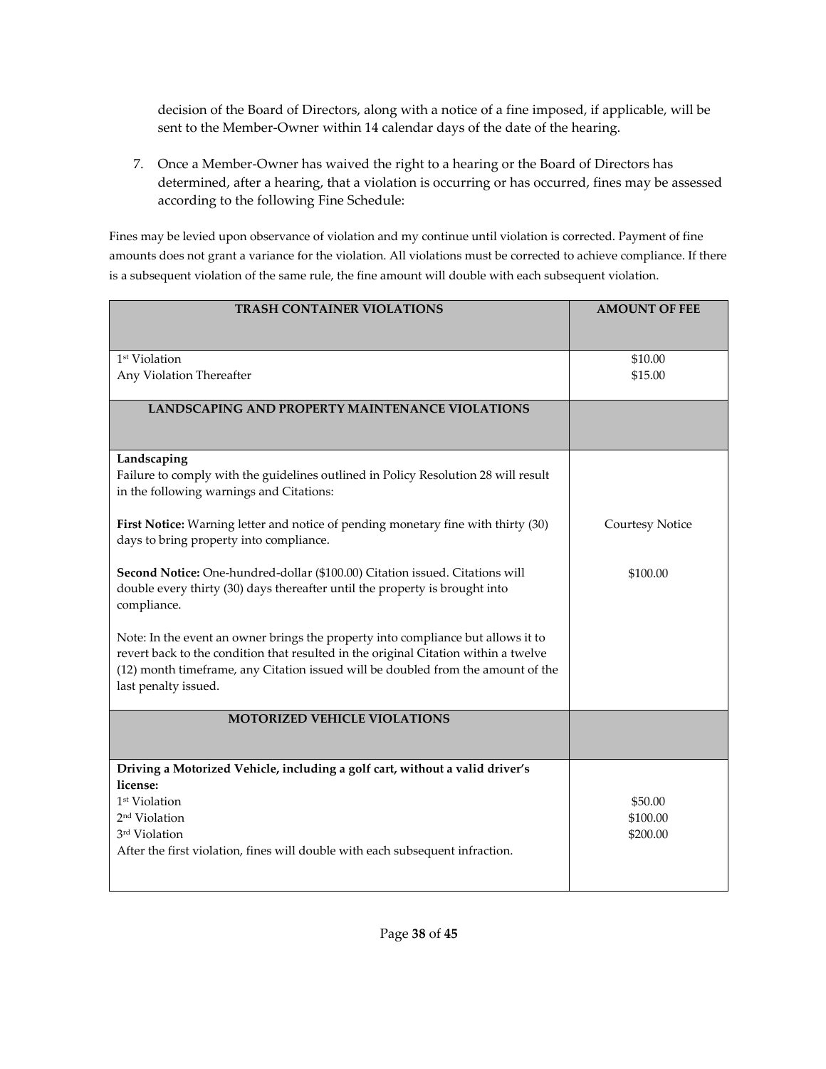decision of the Board of Directors, along with a notice of a fine imposed, if applicable, will be sent to the Member-Owner within 14 calendar days of the date of the hearing.

7. Once a Member-Owner has waived the right to a hearing or the Board of Directors has determined, after a hearing, that a violation is occurring or has occurred, fines may be assessed according to the following Fine Schedule:

Fines may be levied upon observance of violation and my continue until violation is corrected. Payment of fine amounts does not grant a variance for the violation. All violations must be corrected to achieve compliance. If there is a subsequent violation of the same rule, the fine amount will double with each subsequent violation.

| **TRASH CONTAINER VIOLATIONS** | **AMOUNT OF FEE** |
|---|---|
| 1st Violation<br>Any Violation Thereafter | $10.00<br>$15.00 |
| **LANDSCAPING AND PROPERTY MAINTENANCE VIOLATIONS** | |
| **Landscaping**<br>Failure to comply with the guidelines outlined in Policy Resolution 28 will result in the following warnings and Citations: | |
| **First Notice:** Warning letter and notice of pending monetary fine with thirty (30) days to bring property into compliance. | Courtesy Notice |
| **Second Notice:** One-hundred-dollar ($100.00) Citation issued. Citations will double every thirty (30) days thereafter until the property is brought into compliance. | $100.00 |
| Note: In the event an owner brings the property into compliance but allows it to revert back to the condition that resulted in the original Citation within a twelve (12) month timeframe, any Citation issued will be doubled from the amount of the last penalty issued. | |
| **MOTORIZED VEHICLE VIOLATIONS** | |
| **Driving a Motorized Vehicle, including a golf cart, without a valid driver's license:**<br>1st Violation<br>2nd Violation<br>3rd Violation<br>After the first violation, fines will double with each subsequent infraction. | <br><br>$50.00<br>$100.00<br>$200.00 |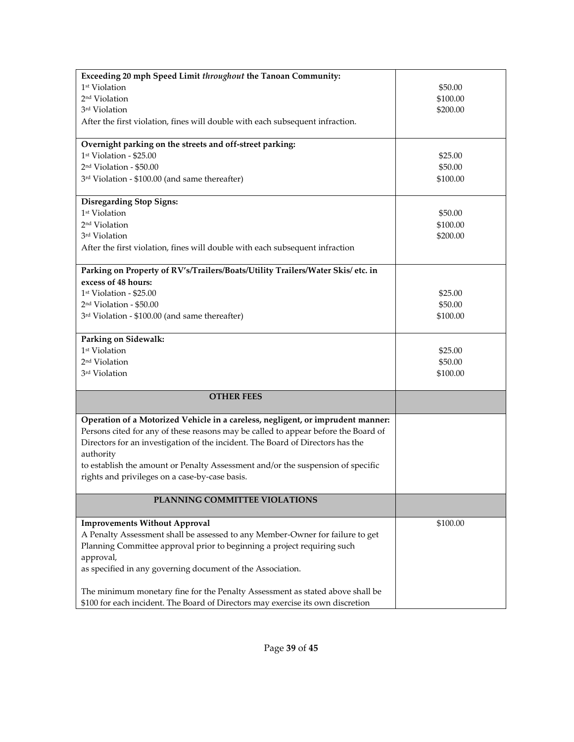| | |
|---|---|
| **Exceeding 20 mph Speed Limit *throughout* the Tanoan Community:**<br>1st Violation<br>2nd Violation<br>3rd Violation<br>After the first violation, fines will double with each subsequent infraction. | <br>$50.00<br>$100.00<br>$200.00 |
| **Overnight parking on the streets and off-street parking:**<br>1st Violation - $25.00<br>2nd Violation - $50.00<br>3rd Violation - $100.00 (and same thereafter) | <br>$25.00<br>$50.00<br>$100.00 |
| **Disregarding Stop Signs:**<br>1st Violation<br>2nd Violation<br>3rd Violation<br>After the first violation, fines will double with each subsequent infraction | <br>$50.00<br>$100.00<br>$200.00 |
| **Parking on Property of RV's/Trailers/Boats/Utility Trailers/Water Skis/ etc. in excess of 48 hours:**<br>1st Violation - $25.00<br>2nd Violation - $50.00<br>3rd Violation - $100.00 (and same thereafter) | <br>$25.00<br>$50.00<br>$100.00 |
| **Parking on Sidewalk:**<br>1st Violation<br>2nd Violation<br>3rd Violation | <br>$25.00<br>$50.00<br>$100.00 |
| **OTHER FEES** | |
| **Operation of a Motorized Vehicle in a careless, negligent, or imprudent manner:**<br>Persons cited for any of these reasons may be called to appear before the Board of Directors for an investigation of the incident. The Board of Directors has the authority<br>to establish the amount or Penalty Assessment and/or the suspension of specific rights and privileges on a case-by-case basis. | |
| **PLANNING COMMITTEE VIOLATIONS** | |
| **Improvements Without Approval**<br>A Penalty Assessment shall be assessed to any Member-Owner for failure to get Planning Committee approval prior to beginning a project requiring such approval,<br>as specified in any governing document of the Association.<br><br>The minimum monetary fine for the Penalty Assessment as stated above shall be $100 for each incident. The Board of Directors may exercise its own discretion | $100.00 |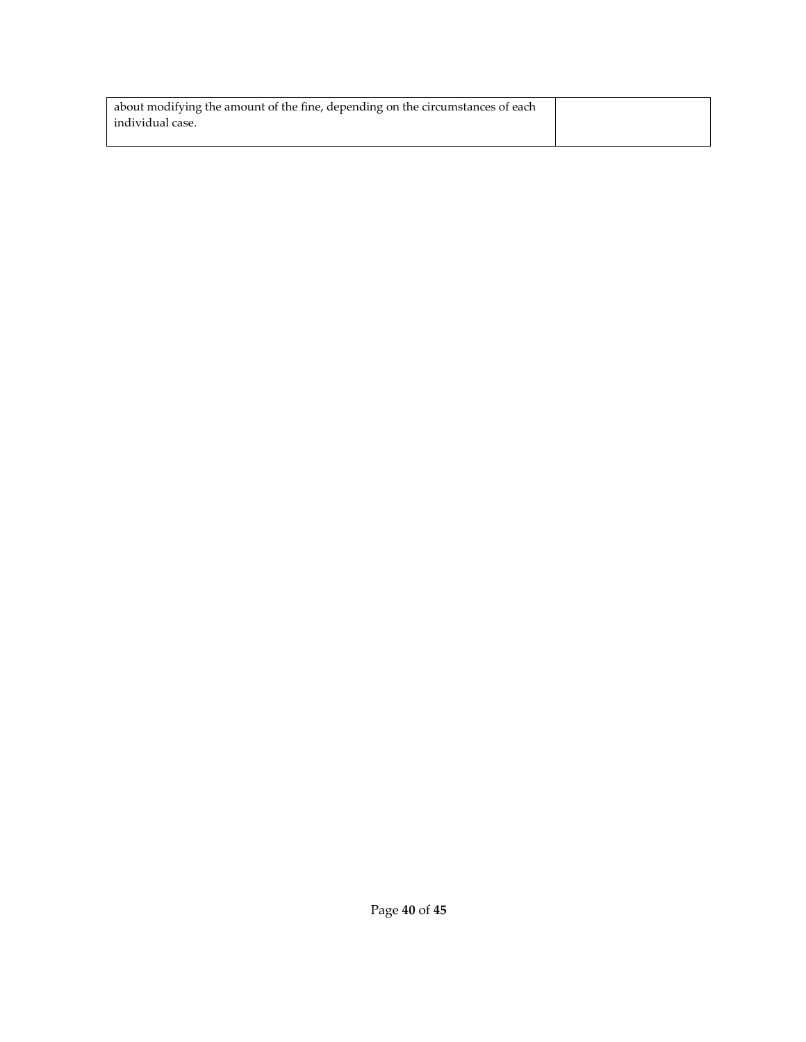| | |
|---|---|
| about modifying the amount of the fine, depending on the circumstances of each individual case. | |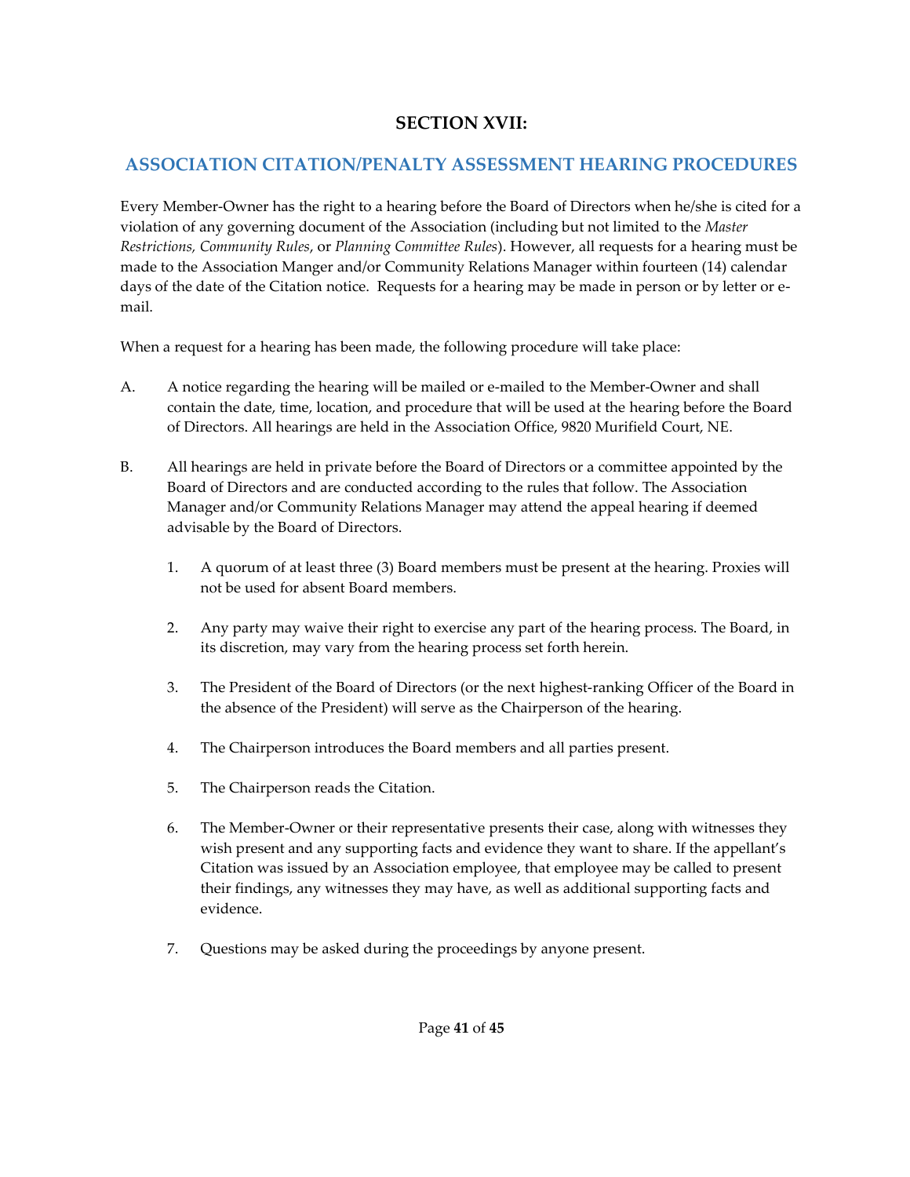# SECTION XVII:

## ASSOCIATION CITATION/PENALTY ASSESSMENT HEARING PROCEDURES

Every Member-Owner has the right to a hearing before the Board of Directors when he/she is cited for a violation of any governing document of the Association (including but not limited to the *Master Restrictions, Community Rules*, or *Planning Committee Rules*). However, all requests for a hearing must be made to the Association Manger and/or Community Relations Manager within fourteen (14) calendar days of the date of the Citation notice. Requests for a hearing may be made in person or by letter or e-mail.

When a request for a hearing has been made, the following procedure will take place:

A. A notice regarding the hearing will be mailed or e-mailed to the Member-Owner and shall contain the date, time, location, and procedure that will be used at the hearing before the Board of Directors. All hearings are held in the Association Office, 9820 Murifield Court, NE.

B. All hearings are held in private before the Board of Directors or a committee appointed by the Board of Directors and are conducted according to the rules that follow. The Association Manager and/or Community Relations Manager may attend the appeal hearing if deemed advisable by the Board of Directors.

   1. A quorum of at least three (3) Board members must be present at the hearing. Proxies will not be used for absent Board members.

   2. Any party may waive their right to exercise any part of the hearing process. The Board, in its discretion, may vary from the hearing process set forth herein.

   3. The President of the Board of Directors (or the next highest-ranking Officer of the Board in the absence of the President) will serve as the Chairperson of the hearing.

   4. The Chairperson introduces the Board members and all parties present.

   5. The Chairperson reads the Citation.

   6. The Member-Owner or their representative presents their case, along with witnesses they wish present and any supporting facts and evidence they want to share. If the appellant's Citation was issued by an Association employee, that employee may be called to present their findings, any witnesses they may have, as well as additional supporting facts and evidence.

   7. Questions may be asked during the proceedings by anyone present.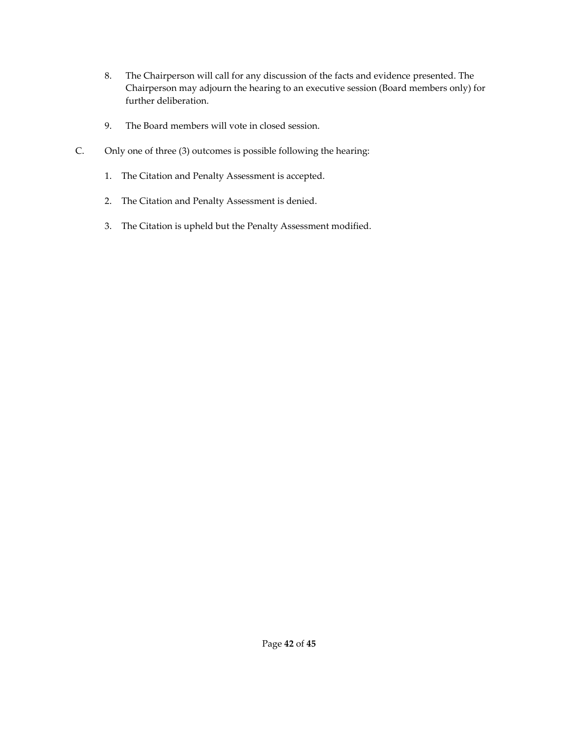8. The Chairperson will call for any discussion of the facts and evidence presented. The Chairperson may adjourn the hearing to an executive session (Board members only) for further deliberation.

9. The Board members will vote in closed session.

C. Only one of three (3) outcomes is possible following the hearing:

   1. The Citation and Penalty Assessment is accepted.

   2. The Citation and Penalty Assessment is denied.

   3. The Citation is upheld but the Penalty Assessment modified.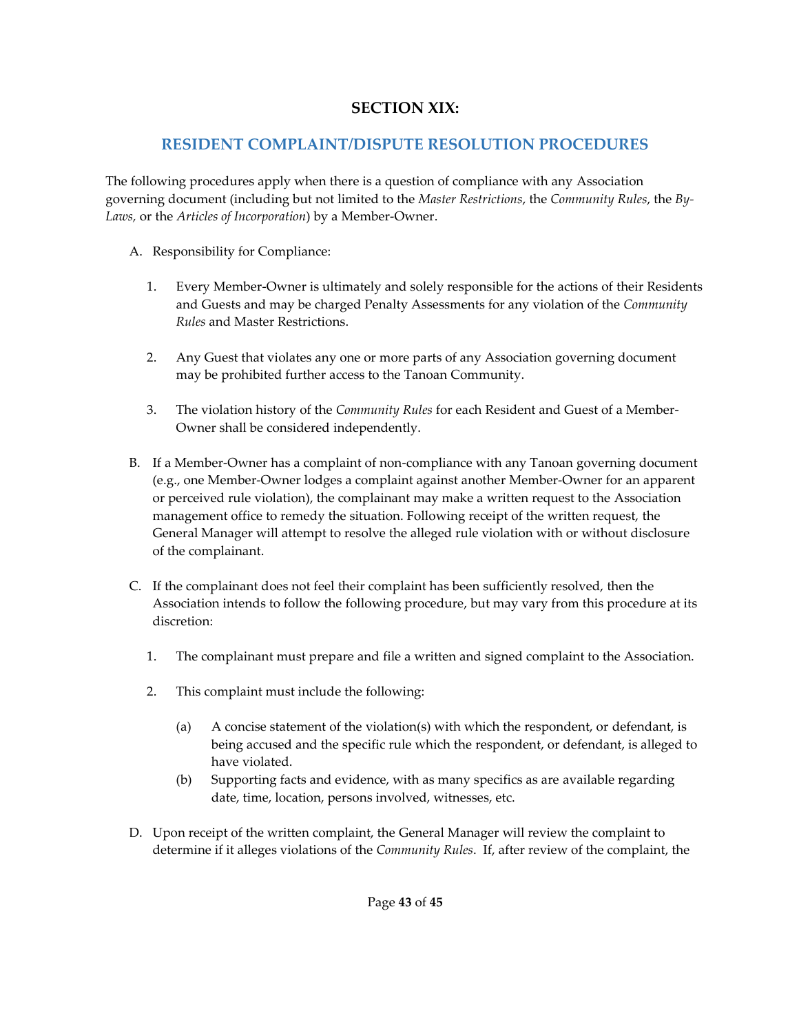# SECTION XIX:

## RESIDENT COMPLAINT/DISPUTE RESOLUTION PROCEDURES

The following procedures apply when there is a question of compliance with any Association governing document (including but not limited to the *Master Restrictions*, the *Community Rules*, the *By-Laws,* or the *Articles of Incorporation*) by a Member-Owner.

A. Responsibility for Compliance:

   1. Every Member-Owner is ultimately and solely responsible for the actions of their Residents and Guests and may be charged Penalty Assessments for any violation of the *Community Rules* and Master Restrictions.

   2. Any Guest that violates any one or more parts of any Association governing document may be prohibited further access to the Tanoan Community.

   3. The violation history of the *Community Rules* for each Resident and Guest of a Member-Owner shall be considered independently.

B. If a Member-Owner has a complaint of non-compliance with any Tanoan governing document (e.g., one Member-Owner lodges a complaint against another Member-Owner for an apparent or perceived rule violation), the complainant may make a written request to the Association management office to remedy the situation. Following receipt of the written request, the General Manager will attempt to resolve the alleged rule violation with or without disclosure of the complainant.

C. If the complainant does not feel their complaint has been sufficiently resolved, then the Association intends to follow the following procedure, but may vary from this procedure at its discretion:

   1. The complainant must prepare and file a written and signed complaint to the Association.

   2. This complaint must include the following:

      (a) A concise statement of the violation(s) with which the respondent, or defendant, is being accused and the specific rule which the respondent, or defendant, is alleged to have violated.

      (b) Supporting facts and evidence, with as many specifics as are available regarding date, time, location, persons involved, witnesses, etc.

D. Upon receipt of the written complaint, the General Manager will review the complaint to determine if it alleges violations of the *Community Rules*. If, after review of the complaint, the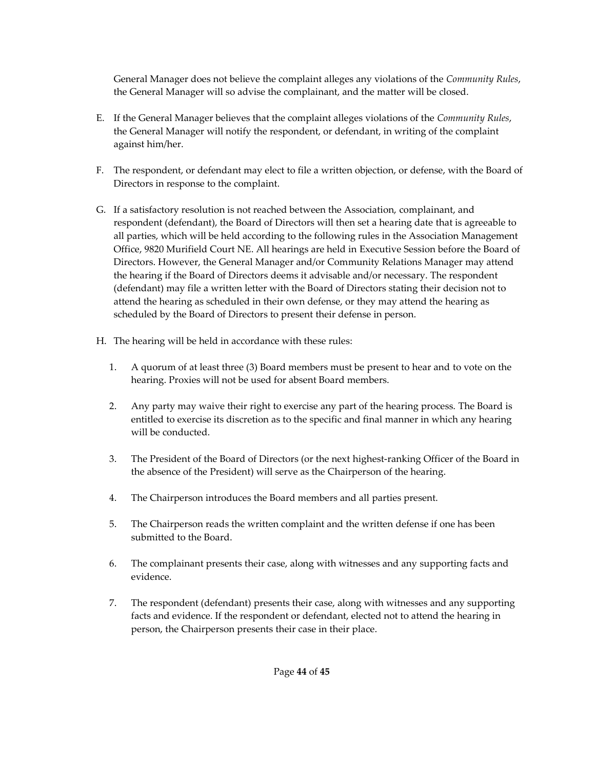General Manager does not believe the complaint alleges any violations of the *Community Rules*, the General Manager will so advise the complainant, and the matter will be closed.

E. If the General Manager believes that the complaint alleges violations of the *Community Rules*, the General Manager will notify the respondent, or defendant, in writing of the complaint against him/her.

F. The respondent, or defendant may elect to file a written objection, or defense, with the Board of Directors in response to the complaint.

G. If a satisfactory resolution is not reached between the Association, complainant, and respondent (defendant), the Board of Directors will then set a hearing date that is agreeable to all parties, which will be held according to the following rules in the Association Management Office, 9820 Murifield Court NE. All hearings are held in Executive Session before the Board of Directors. However, the General Manager and/or Community Relations Manager may attend the hearing if the Board of Directors deems it advisable and/or necessary. The respondent (defendant) may file a written letter with the Board of Directors stating their decision not to attend the hearing as scheduled in their own defense, or they may attend the hearing as scheduled by the Board of Directors to present their defense in person.

H. The hearing will be held in accordance with these rules:

   1. A quorum of at least three (3) Board members must be present to hear and to vote on the hearing. Proxies will not be used for absent Board members.

   2. Any party may waive their right to exercise any part of the hearing process. The Board is entitled to exercise its discretion as to the specific and final manner in which any hearing will be conducted.

   3. The President of the Board of Directors (or the next highest-ranking Officer of the Board in the absence of the President) will serve as the Chairperson of the hearing.

   4. The Chairperson introduces the Board members and all parties present.

   5. The Chairperson reads the written complaint and the written defense if one has been submitted to the Board.

   6. The complainant presents their case, along with witnesses and any supporting facts and evidence.

   7. The respondent (defendant) presents their case, along with witnesses and any supporting facts and evidence. If the respondent or defendant, elected not to attend the hearing in person, the Chairperson presents their case in their place.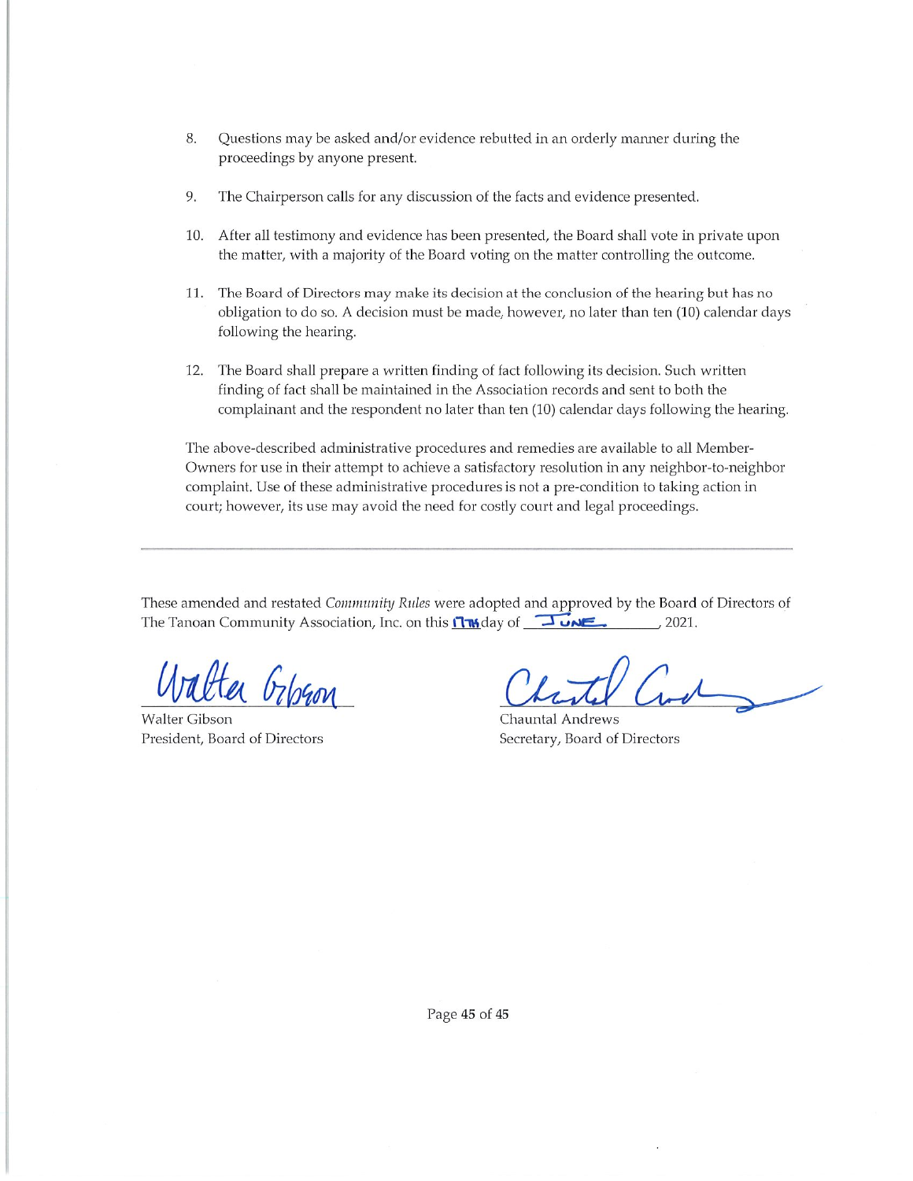8. Questions may be asked and/or evidence rebutted in an orderly manner during the proceedings by anyone present.

9. The Chairperson calls for any discussion of the facts and evidence presented.

10. After all testimony and evidence has been presented, the Board shall vote in private upon the matter, with a majority of the Board voting on the matter controlling the outcome.

11. The Board of Directors may make its decision at the conclusion of the hearing but has no obligation to do so. A decision must be made, however, no later than ten (10) calendar days following the hearing.

12. The Board shall prepare a written finding of fact following its decision. Such written finding of fact shall be maintained in the Association records and sent to both the complainant and the respondent no later than ten (10) calendar days following the hearing.

The above-described administrative procedures and remedies are available to all Member-Owners for use in their attempt to achieve a satisfactory resolution in any neighbor-to-neighbor complaint. Use of these administrative procedures is not a pre-condition to taking action in court; however, its use may avoid the need for costly court and legal proceedings.

---

These amended and restated *Community Rules* were adopted and approved by the Board of Directors of The Tanoan Community Association, Inc. on this 17TH day of JUNE, 2021.

Walter Gibson
President, Board of Directors

Chauntal Andrews
Secretary, Board of Directors